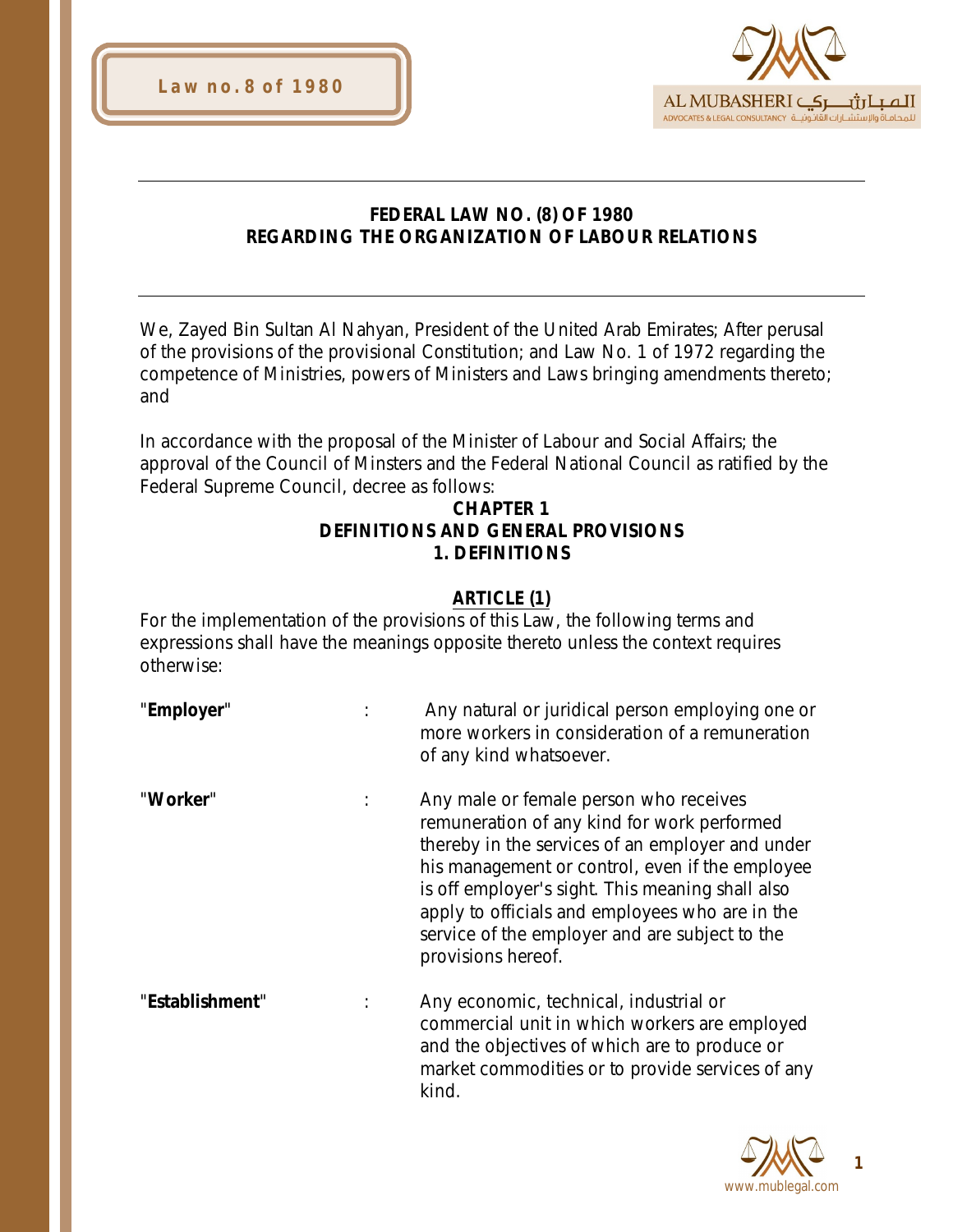# FEDERAL LAW NO. (8) OF 1980
# REGARDING THE ORGANIZATION OF LABOUR RELATIONS

We, Zayed Bin Sultan Al Nahyan, President of the United Arab Emirates; After perusal of the provisions of the provisional Constitution; and Law No. 1 of 1972 regarding the competence of Ministries, powers of Ministers and Laws bringing amendments thereto; and

In accordance with the proposal of the Minister of Labour and Social Affairs; the approval of the Council of Minsters and the Federal National Council as ratified by the Federal Supreme Council, decree as follows:

## CHAPTER 1
## DEFINITIONS AND GENERAL PROVISIONS
### 1. DEFINITIONS

#### ARTICLE (1)

For the implementation of the provisions of this Law, the following terms and expressions shall have the meanings opposite thereto unless the context requires otherwise:

"**Employer**" : Any natural or juridical person employing one or more workers in consideration of a remuneration of any kind whatsoever.

"**Worker**" : Any male or female person who receives remuneration of any kind for work performed thereby in the services of an employer and under his management or control, even if the employee is off employer's sight. This meaning shall also apply to officials and employees who are in the service of the employer and are subject to the provisions hereof.

"**Establishment**" : Any economic, technical, industrial or commercial unit in which workers are employed and the objectives of which are to produce or market commodities or to provide services of any kind.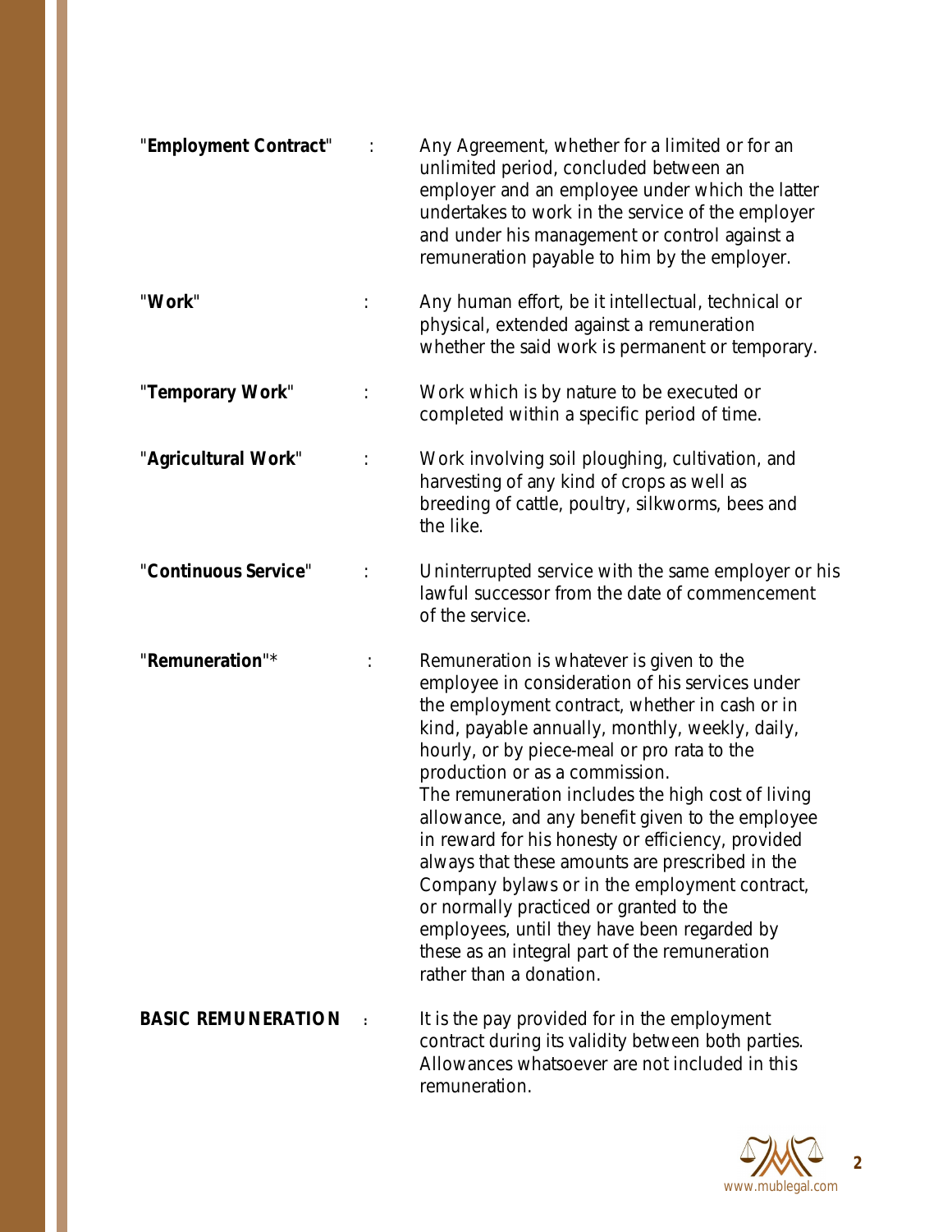**"Employment Contract"** : Any Agreement, whether for a limited or for an unlimited period, concluded between an employer and an employee under which the latter undertakes to work in the service of the employer and under his management or control against a remuneration payable to him by the employer.

**"Work"** : Any human effort, be it intellectual, technical or physical, extended against a remuneration whether the said work is permanent or temporary.

**"Temporary Work"** : Work which is by nature to be executed or completed within a specific period of time.

**"Agricultural Work"** : Work involving soil ploughing, cultivation, and harvesting of any kind of crops as well as breeding of cattle, poultry, silkworms, bees and the like.

**"Continuous Service"** : Uninterrupted service with the same employer or his lawful successor from the date of commencement of the service.

**"Remuneration"*** : Remuneration is whatever is given to the employee in consideration of his services under the employment contract, whether in cash or in kind, payable annually, monthly, weekly, daily, hourly, or by piece-meal or pro rata to the production or as a commission.
The remuneration includes the high cost of living allowance, and any benefit given to the employee in reward for his honesty or efficiency, provided always that these amounts are prescribed in the Company bylaws or in the employment contract, or normally practiced or granted to the employees, until they have been regarded by these as an integral part of the remuneration rather than a donation.

**BASIC REMUNERATION** : It is the pay provided for in the employment contract during its validity between both parties. Allowances whatsoever are not included in this remuneration.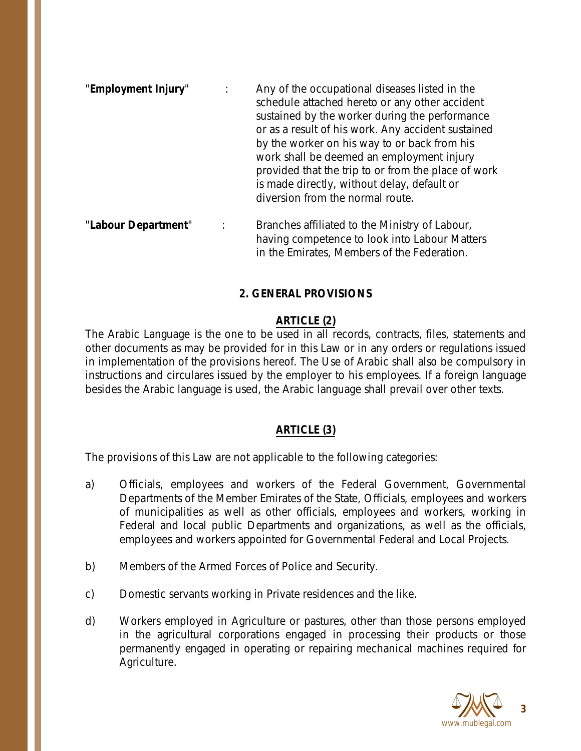"**Employment Injury**" : Any of the occupational diseases listed in the schedule attached hereto or any other accident sustained by the worker during the performance or as a result of his work. Any accident sustained by the worker on his way to or back from his work shall be deemed an employment injury provided that the trip to or from the place of work is made directly, without delay, default or diversion from the normal route.

"**Labour Department**" : Branches affiliated to the Ministry of Labour, having competence to look into Labour Matters in the Emirates, Members of the Federation.

## 2. GENERAL PROVISIONS

### ARTICLE (2)

The Arabic Language is the one to be used in all records, contracts, files, statements and other documents as may be provided for in this Law or in any orders or regulations issued in implementation of the provisions hereof. The Use of Arabic shall also be compulsory in instructions and circulares issued by the employer to his employees. If a foreign language besides the Arabic language is used, the Arabic language shall prevail over other texts.

### ARTICLE (3)

The provisions of this Law are not applicable to the following categories:

a) Officials, employees and workers of the Federal Government, Governmental Departments of the Member Emirates of the State, Officials, employees and workers of municipalities as well as other officials, employees and workers, working in Federal and local public Departments and organizations, as well as the officials, employees and workers appointed for Governmental Federal and Local Projects.

b) Members of the Armed Forces of Police and Security.

c) Domestic servants working in Private residences and the like.

d) Workers employed in Agriculture or pastures, other than those persons employed in the agricultural corporations engaged in processing their products or those permanently engaged in operating or repairing mechanical machines required for Agriculture.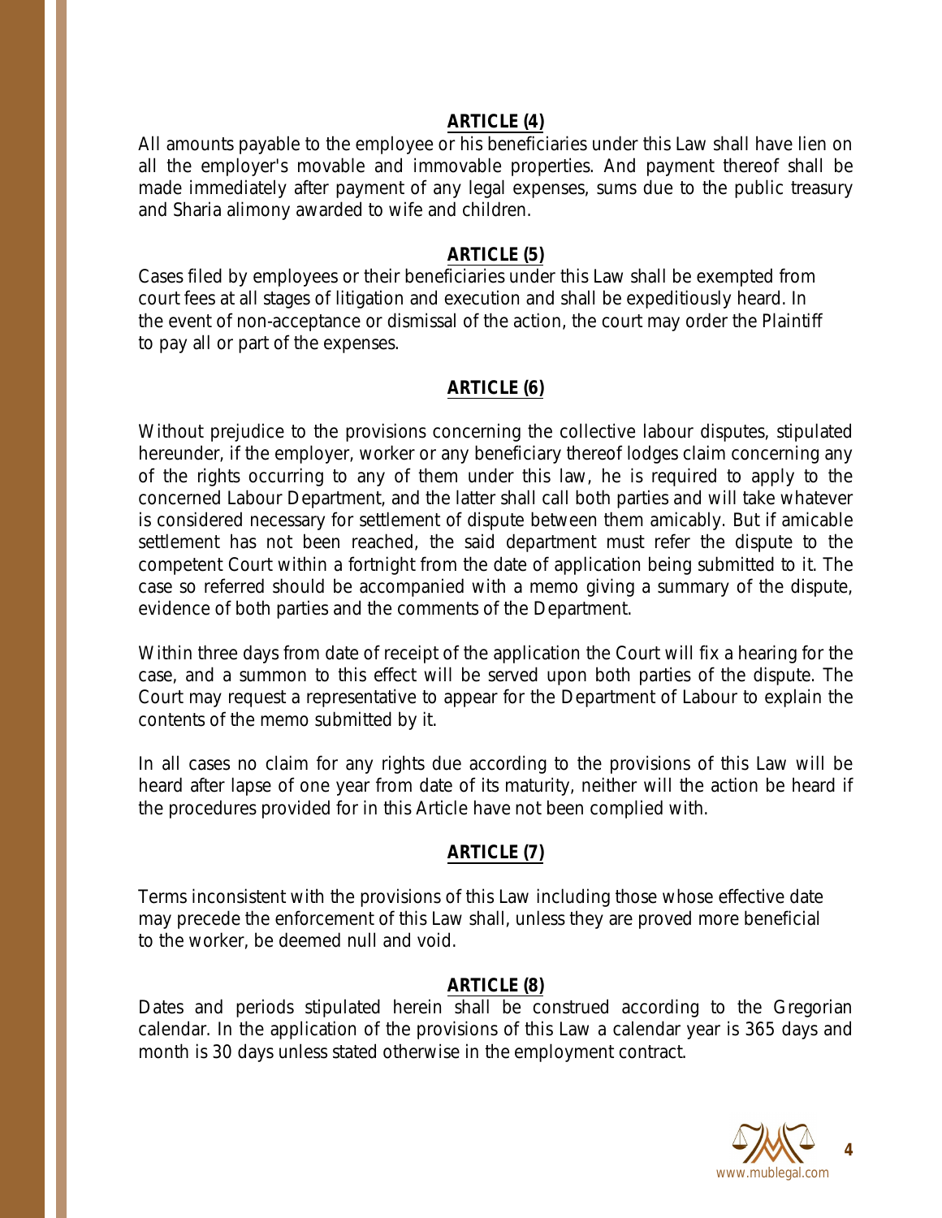## ARTICLE (4)

All amounts payable to the employee or his beneficiaries under this Law shall have lien on all the employer's movable and immovable properties. And payment thereof shall be made immediately after payment of any legal expenses, sums due to the public treasury and Sharia alimony awarded to wife and children.

## ARTICLE (5)

Cases filed by employees or their beneficiaries under this Law shall be exempted from court fees at all stages of litigation and execution and shall be expeditiously heard. In the event of non-acceptance or dismissal of the action, the court may order the Plaintiff to pay all or part of the expenses.

## ARTICLE (6)

Without prejudice to the provisions concerning the collective labour disputes, stipulated hereunder, if the employer, worker or any beneficiary thereof lodges claim concerning any of the rights occurring to any of them under this law, he is required to apply to the concerned Labour Department, and the latter shall call both parties and will take whatever is considered necessary for settlement of dispute between them amicably. But if amicable settlement has not been reached, the said department must refer the dispute to the competent Court within a fortnight from the date of application being submitted to it. The case so referred should be accompanied with a memo giving a summary of the dispute, evidence of both parties and the comments of the Department.

Within three days from date of receipt of the application the Court will fix a hearing for the case, and a summon to this effect will be served upon both parties of the dispute. The Court may request a representative to appear for the Department of Labour to explain the contents of the memo submitted by it.

In all cases no claim for any rights due according to the provisions of this Law will be heard after lapse of one year from date of its maturity, neither will the action be heard if the procedures provided for in this Article have not been complied with.

## ARTICLE (7)

Terms inconsistent with the provisions of this Law including those whose effective date may precede the enforcement of this Law shall, unless they are proved more beneficial to the worker, be deemed null and void.

## ARTICLE (8)

Dates and periods stipulated herein shall be construed according to the Gregorian calendar. In the application of the provisions of this Law a calendar year is 365 days and month is 30 days unless stated otherwise in the employment contract.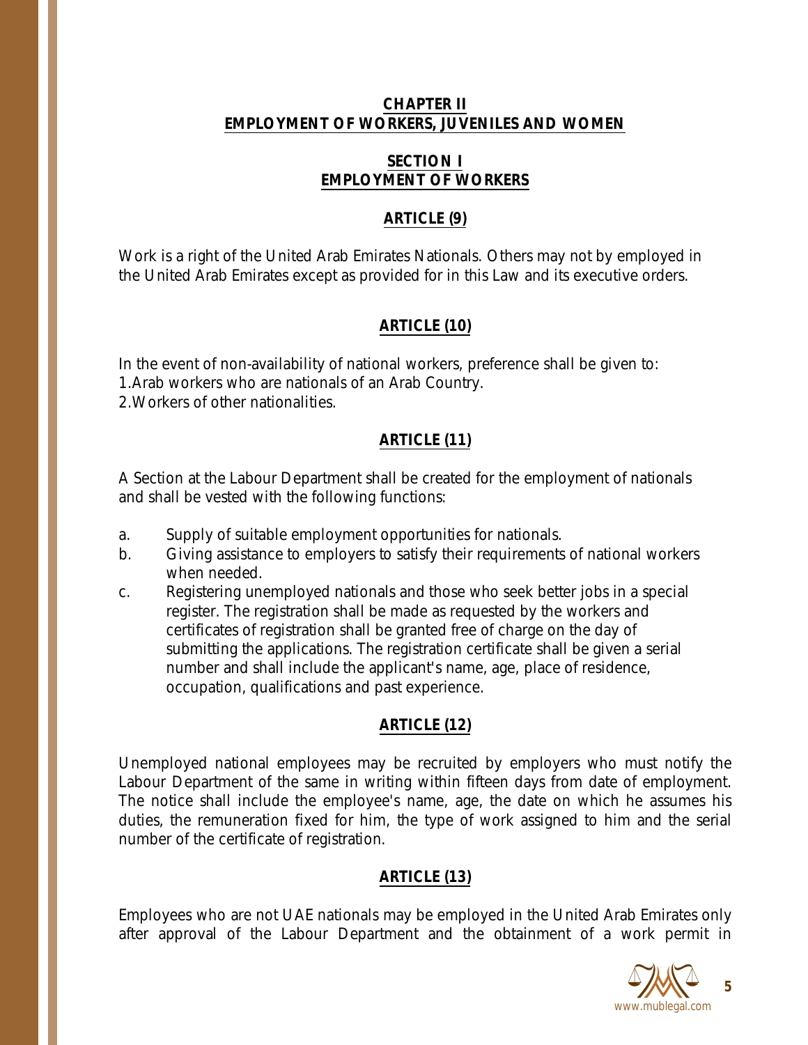## CHAPTER II
## EMPLOYMENT OF WORKERS, JUVENILES AND WOMEN

### SECTION I
### EMPLOYMENT OF WORKERS

#### ARTICLE (9)

Work is a right of the United Arab Emirates Nationals. Others may not by employed in the United Arab Emirates except as provided for in this Law and its executive orders.

#### ARTICLE (10)

In the event of non-availability of national workers, preference shall be given to:
1.Arab workers who are nationals of an Arab Country.
2.Workers of other nationalities.

#### ARTICLE (11)

A Section at the Labour Department shall be created for the employment of nationals and shall be vested with the following functions:

a. Supply of suitable employment opportunities for nationals.
b. Giving assistance to employers to satisfy their requirements of national workers when needed.
c. Registering unemployed nationals and those who seek better jobs in a special register. The registration shall be made as requested by the workers and certificates of registration shall be granted free of charge on the day of submitting the applications. The registration certificate shall be given a serial number and shall include the applicant's name, age, place of residence, occupation, qualifications and past experience.

#### ARTICLE (12)

Unemployed national employees may be recruited by employers who must notify the Labour Department of the same in writing within fifteen days from date of employment. The notice shall include the employee's name, age, the date on which he assumes his duties, the remuneration fixed for him, the type of work assigned to him and the serial number of the certificate of registration.

#### ARTICLE (13)

Employees who are not UAE nationals may be employed in the United Arab Emirates only after approval of the Labour Department and the obtainment of a work permit in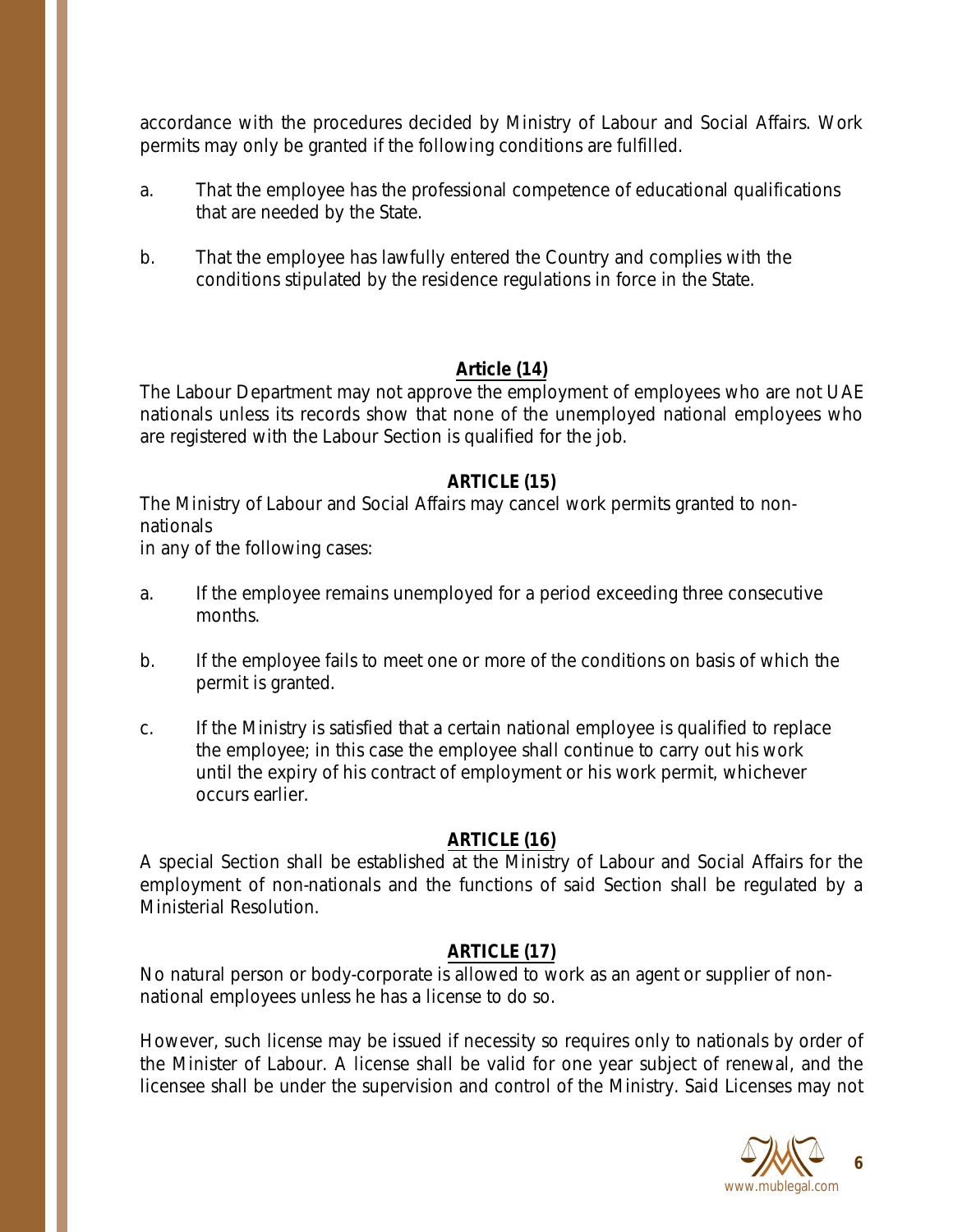accordance with the procedures decided by Ministry of Labour and Social Affairs. Work permits may only be granted if the following conditions are fulfilled.

a. That the employee has the professional competence of educational qualifications that are needed by the State.

b. That the employee has lawfully entered the Country and complies with the conditions stipulated by the residence regulations in force in the State.

## Article (14)

The Labour Department may not approve the employment of employees who are not UAE nationals unless its records show that none of the unemployed national employees who are registered with the Labour Section is qualified for the job.

## ARTICLE (15)

The Ministry of Labour and Social Affairs may cancel work permits granted to non-nationals
in any of the following cases:

a. If the employee remains unemployed for a period exceeding three consecutive months.

b. If the employee fails to meet one or more of the conditions on basis of which the permit is granted.

c. If the Ministry is satisfied that a certain national employee is qualified to replace the employee; in this case the employee shall continue to carry out his work until the expiry of his contract of employment or his work permit, whichever occurs earlier.

## ARTICLE (16)

A special Section shall be established at the Ministry of Labour and Social Affairs for the employment of non-nationals and the functions of said Section shall be regulated by a Ministerial Resolution.

## ARTICLE (17)

No natural person or body-corporate is allowed to work as an agent or supplier of non-national employees unless he has a license to do so.

However, such license may be issued if necessity so requires only to nationals by order of the Minister of Labour. A license shall be valid for one year subject of renewal, and the licensee shall be under the supervision and control of the Ministry. Said Licenses may not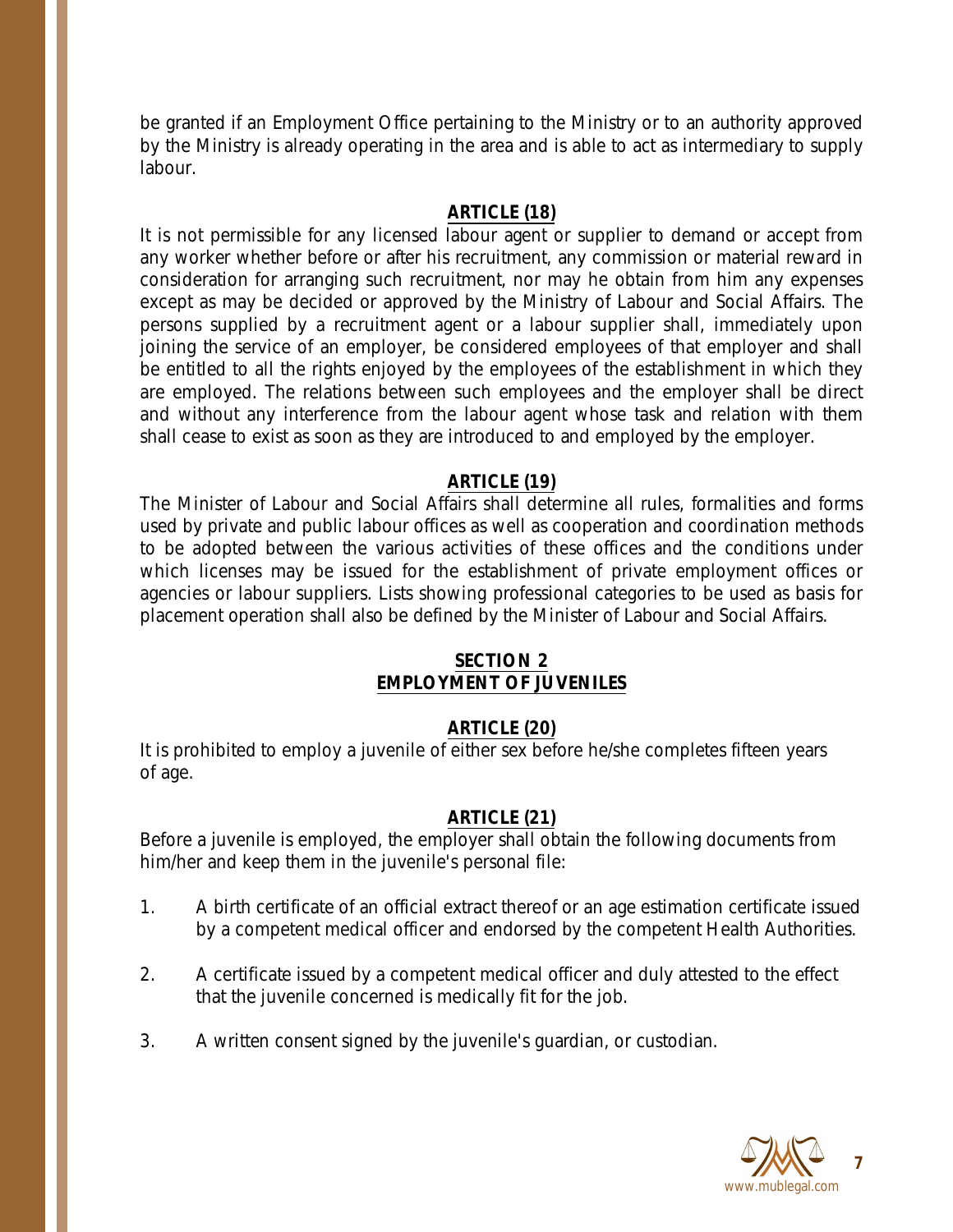be granted if an Employment Office pertaining to the Ministry or to an authority approved by the Ministry is already operating in the area and is able to act as intermediary to supply labour.

### ARTICLE (18)

It is not permissible for any licensed labour agent or supplier to demand or accept from any worker whether before or after his recruitment, any commission or material reward in consideration for arranging such recruitment, nor may he obtain from him any expenses except as may be decided or approved by the Ministry of Labour and Social Affairs. The persons supplied by a recruitment agent or a labour supplier shall, immediately upon joining the service of an employer, be considered employees of that employer and shall be entitled to all the rights enjoyed by the employees of the establishment in which they are employed. The relations between such employees and the employer shall be direct and without any interference from the labour agent whose task and relation with them shall cease to exist as soon as they are introduced to and employed by the employer.

### ARTICLE (19)

The Minister of Labour and Social Affairs shall determine all rules, formalities and forms used by private and public labour offices as well as cooperation and coordination methods to be adopted between the various activities of these offices and the conditions under which licenses may be issued for the establishment of private employment offices or agencies or labour suppliers. Lists showing professional categories to be used as basis for placement operation shall also be defined by the Minister of Labour and Social Affairs.

## SECTION 2
## EMPLOYMENT OF JUVENILES

### ARTICLE (20)

It is prohibited to employ a juvenile of either sex before he/she completes fifteen years of age.

### ARTICLE (21)

Before a juvenile is employed, the employer shall obtain the following documents from him/her and keep them in the juvenile's personal file:

1. A birth certificate of an official extract thereof or an age estimation certificate issued by a competent medical officer and endorsed by the competent Health Authorities.
2. A certificate issued by a competent medical officer and duly attested to the effect that the juvenile concerned is medically fit for the job.
3. A written consent signed by the juvenile's guardian, or custodian.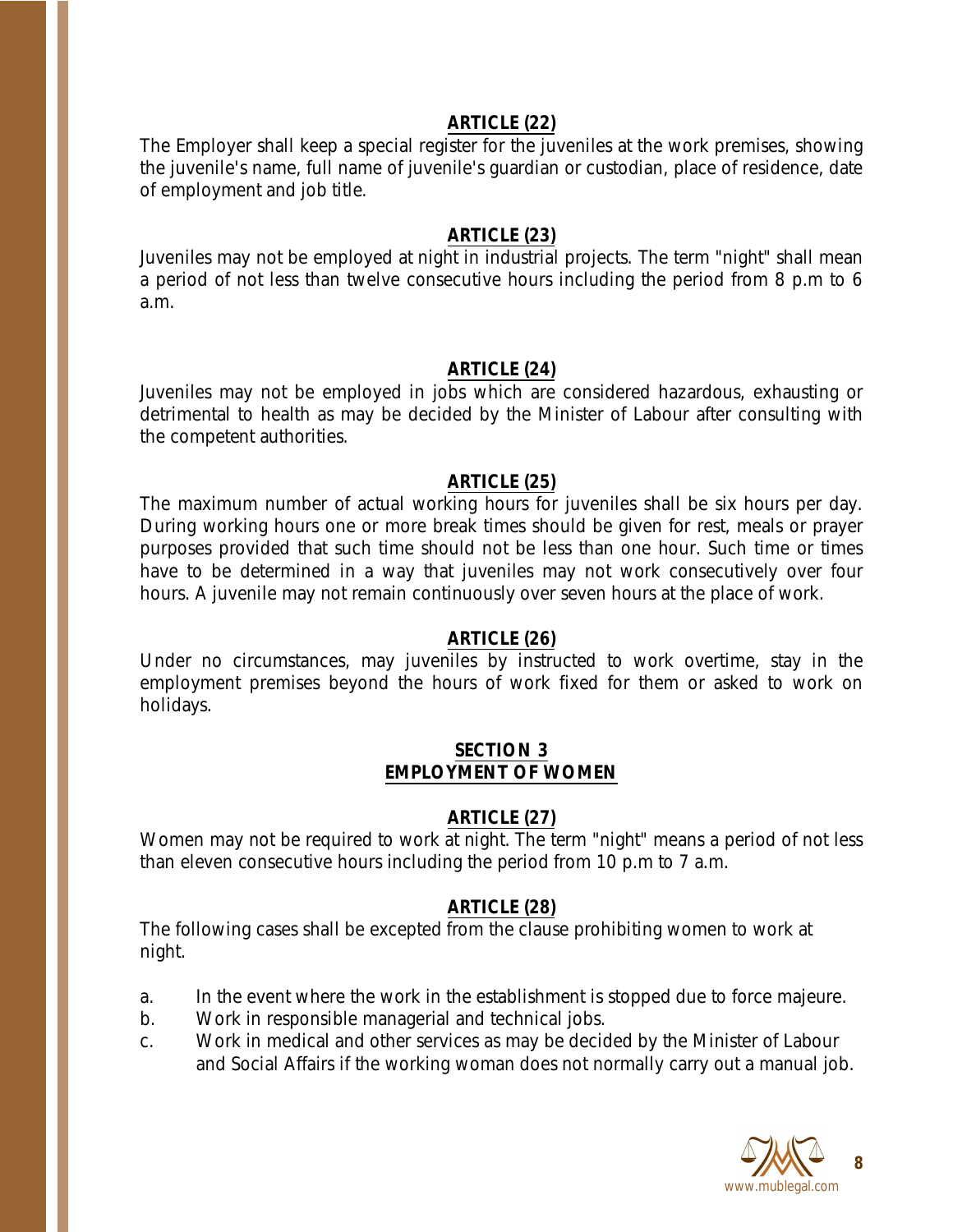**ARTICLE (22)**

The Employer shall keep a special register for the juveniles at the work premises, showing the juvenile's name, full name of juvenile's guardian or custodian, place of residence, date of employment and job title.

**ARTICLE (23)**

Juveniles may not be employed at night in industrial projects. The term "night" shall mean a period of not less than twelve consecutive hours including the period from 8 p.m to 6 a.m.

**ARTICLE (24)**

Juveniles may not be employed in jobs which are considered hazardous, exhausting or detrimental to health as may be decided by the Minister of Labour after consulting with the competent authorities.

**ARTICLE (25)**

The maximum number of actual working hours for juveniles shall be six hours per day. During working hours one or more break times should be given for rest, meals or prayer purposes provided that such time should not be less than one hour. Such time or times have to be determined in a way that juveniles may not work consecutively over four hours. A juvenile may not remain continuously over seven hours at the place of work.

**ARTICLE (26)**

Under no circumstances, may juveniles by instructed to work overtime, stay in the employment premises beyond the hours of work fixed for them or asked to work on holidays.

## SECTION 3
## EMPLOYMENT OF WOMEN

**ARTICLE (27)**

Women may not be required to work at night. The term "night" means a period of not less than eleven consecutive hours including the period from 10 p.m to 7 a.m.

**ARTICLE (28)**

The following cases shall be excepted from the clause prohibiting women to work at night.

a. In the event where the work in the establishment is stopped due to force majeure.
b. Work in responsible managerial and technical jobs.
c. Work in medical and other services as may be decided by the Minister of Labour and Social Affairs if the working woman does not normally carry out a manual job.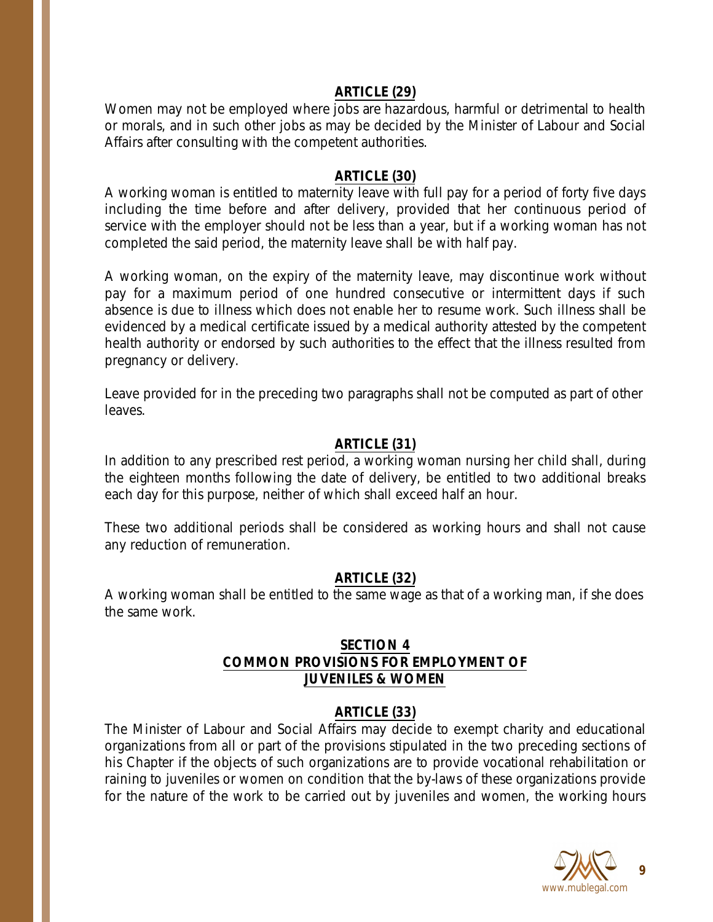**ARTICLE (29)**

Women may not be employed where jobs are hazardous, harmful or detrimental to health or morals, and in such other jobs as may be decided by the Minister of Labour and Social Affairs after consulting with the competent authorities.

**ARTICLE (30)**

A working woman is entitled to maternity leave with full pay for a period of forty five days including the time before and after delivery, provided that her continuous period of service with the employer should not be less than a year, but if a working woman has not completed the said period, the maternity leave shall be with half pay.

A working woman, on the expiry of the maternity leave, may discontinue work without pay for a maximum period of one hundred consecutive or intermittent days if such absence is due to illness which does not enable her to resume work. Such illness shall be evidenced by a medical certificate issued by a medical authority attested by the competent health authority or endorsed by such authorities to the effect that the illness resulted from pregnancy or delivery.

Leave provided for in the preceding two paragraphs shall not be computed as part of other leaves.

**ARTICLE (31)**

In addition to any prescribed rest period, a working woman nursing her child shall, during the eighteen months following the date of delivery, be entitled to two additional breaks each day for this purpose, neither of which shall exceed half an hour.

These two additional periods shall be considered as working hours and shall not cause any reduction of remuneration.

**ARTICLE (32)**

A working woman shall be entitled to the same wage as that of a working man, if she does the same work.

## SECTION 4
## COMMON PROVISIONS FOR EMPLOYMENT OF JUVENILES & WOMEN

**ARTICLE (33)**

The Minister of Labour and Social Affairs may decide to exempt charity and educational organizations from all or part of the provisions stipulated in the two preceding sections of his Chapter if the objects of such organizations are to provide vocational rehabilitation or raining to juveniles or women on condition that the by-laws of these organizations provide for the nature of the work to be carried out by juveniles and women, the working hours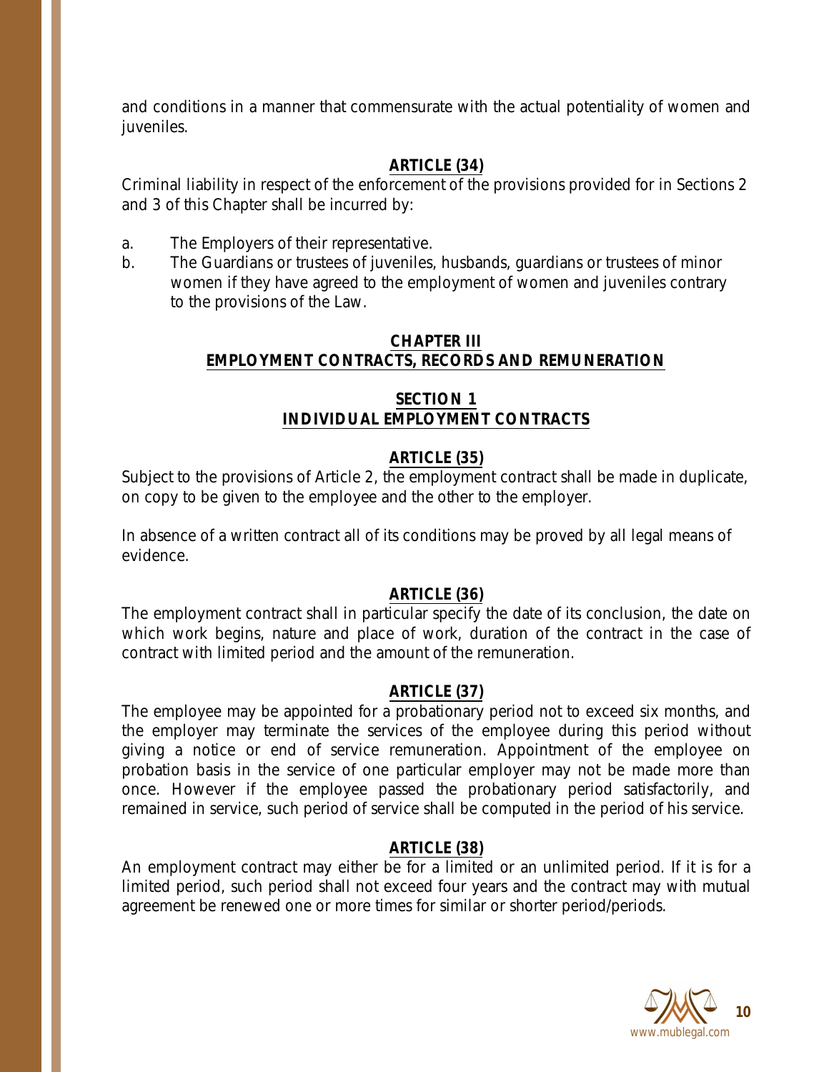and conditions in a manner that commensurate with the actual potentiality of women and juveniles.

### ARTICLE (34)

Criminal liability in respect of the enforcement of the provisions provided for in Sections 2 and 3 of this Chapter shall be incurred by:

a. The Employers of their representative.
b. The Guardians or trustees of juveniles, husbands, guardians or trustees of minor women if they have agreed to the employment of women and juveniles contrary to the provisions of the Law.

## CHAPTER III
## EMPLOYMENT CONTRACTS, RECORDS AND REMUNERATION

### SECTION 1
### INDIVIDUAL EMPLOYMENT CONTRACTS

### ARTICLE (35)

Subject to the provisions of Article 2, the employment contract shall be made in duplicate, on copy to be given to the employee and the other to the employer.

In absence of a written contract all of its conditions may be proved by all legal means of evidence.

### ARTICLE (36)

The employment contract shall in particular specify the date of its conclusion, the date on which work begins, nature and place of work, duration of the contract in the case of contract with limited period and the amount of the remuneration.

### ARTICLE (37)

The employee may be appointed for a probationary period not to exceed six months, and the employer may terminate the services of the employee during this period without giving a notice or end of service remuneration. Appointment of the employee on probation basis in the service of one particular employer may not be made more than once. However if the employee passed the probationary period satisfactorily, and remained in service, such period of service shall be computed in the period of his service.

### ARTICLE (38)

An employment contract may either be for a limited or an unlimited period. If it is for a limited period, such period shall not exceed four years and the contract may with mutual agreement be renewed one or more times for similar or shorter period/periods.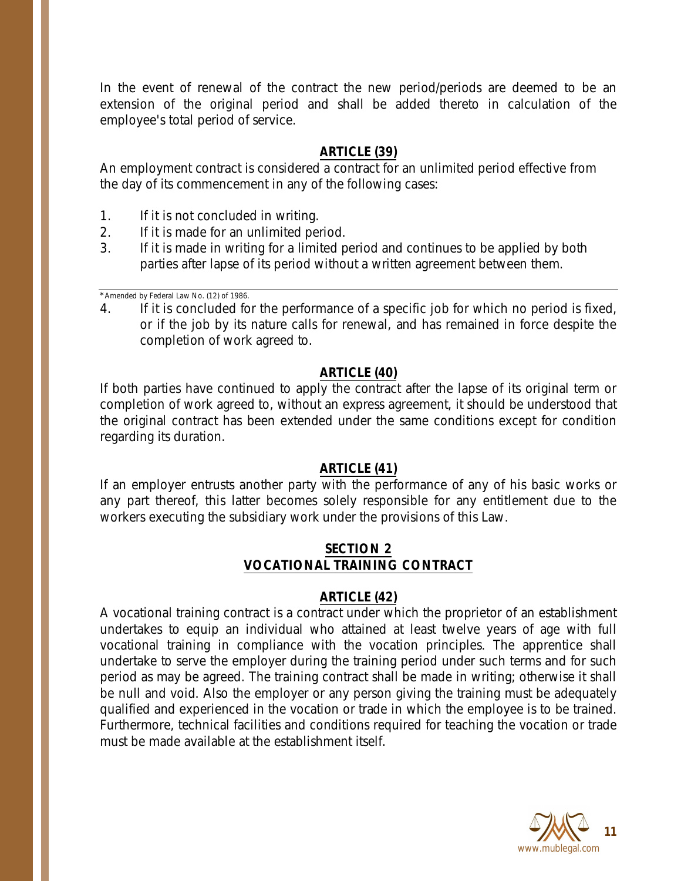In the event of renewal of the contract the new period/periods are deemed to be an extension of the original period and shall be added thereto in calculation of the employee's total period of service.

## ARTICLE (39)

An employment contract is considered a contract for an unlimited period effective from the day of its commencement in any of the following cases:

1. If it is not concluded in writing.
2. If it is made for an unlimited period.
3. If it is made in writing for a limited period and continues to be applied by both parties after lapse of its period without a written agreement between them.
4. If it is concluded for the performance of a specific job for which no period is fixed, or if the job by its nature calls for renewal, and has remained in force despite the completion of work agreed to.

*Amended by Federal Law No. (12) of 1986.

## ARTICLE (40)

If both parties have continued to apply the contract after the lapse of its original term or completion of work agreed to, without an express agreement, it should be understood that the original contract has been extended under the same conditions except for condition regarding its duration.

## ARTICLE (41)

If an employer entrusts another party with the performance of any of his basic works or any part thereof, this latter becomes solely responsible for any entitlement due to the workers executing the subsidiary work under the provisions of this Law.

# SECTION 2
# VOCATIONAL TRAINING CONTRACT

## ARTICLE (42)

A vocational training contract is a contract under which the proprietor of an establishment undertakes to equip an individual who attained at least twelve years of age with full vocational training in compliance with the vocation principles. The apprentice shall undertake to serve the employer during the training period under such terms and for such period as may be agreed. The training contract shall be made in writing; otherwise it shall be null and void. Also the employer or any person giving the training must be adequately qualified and experienced in the vocation or trade in which the employee is to be trained. Furthermore, technical facilities and conditions required for teaching the vocation or trade must be made available at the establishment itself.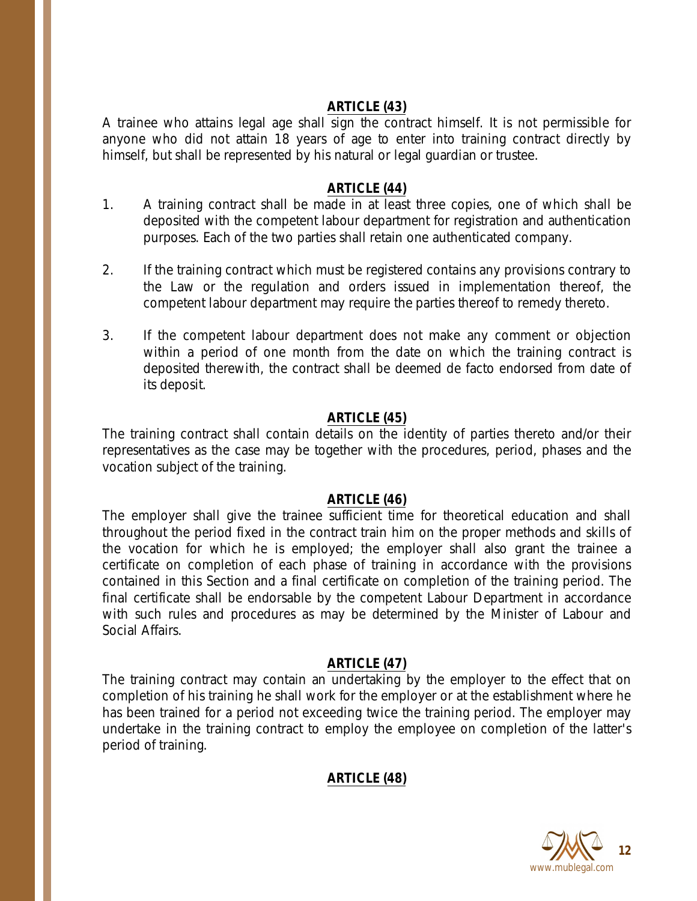## ARTICLE (43)

A trainee who attains legal age shall sign the contract himself. It is not permissible for anyone who did not attain 18 years of age to enter into training contract directly by himself, but shall be represented by his natural or legal guardian or trustee.

## ARTICLE (44)

1. A training contract shall be made in at least three copies, one of which shall be deposited with the competent labour department for registration and authentication purposes. Each of the two parties shall retain one authenticated company.

2. If the training contract which must be registered contains any provisions contrary to the Law or the regulation and orders issued in implementation thereof, the competent labour department may require the parties thereof to remedy thereto.

3. If the competent labour department does not make any comment or objection within a period of one month from the date on which the training contract is deposited therewith, the contract shall be deemed de facto endorsed from date of its deposit.

## ARTICLE (45)

The training contract shall contain details on the identity of parties thereto and/or their representatives as the case may be together with the procedures, period, phases and the vocation subject of the training.

## ARTICLE (46)

The employer shall give the trainee sufficient time for theoretical education and shall throughout the period fixed in the contract train him on the proper methods and skills of the vocation for which he is employed; the employer shall also grant the trainee a certificate on completion of each phase of training in accordance with the provisions contained in this Section and a final certificate on completion of the training period. The final certificate shall be endorsable by the competent Labour Department in accordance with such rules and procedures as may be determined by the Minister of Labour and Social Affairs.

## ARTICLE (47)

The training contract may contain an undertaking by the employer to the effect that on completion of his training he shall work for the employer or at the establishment where he has been trained for a period not exceeding twice the training period. The employer may undertake in the training contract to employ the employee on completion of the latter's period of training.

## ARTICLE (48)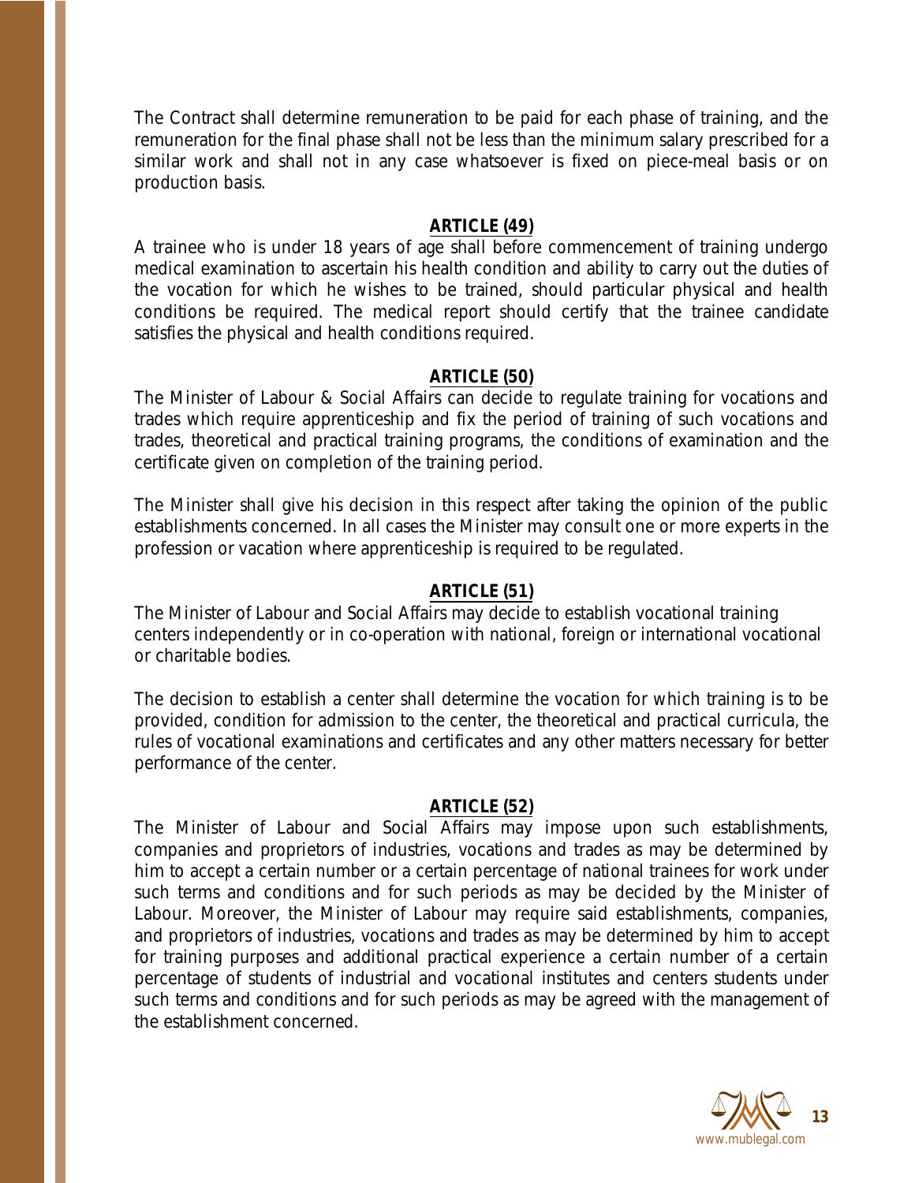The Contract shall determine remuneration to be paid for each phase of training, and the remuneration for the final phase shall not be less than the minimum salary prescribed for a similar work and shall not in any case whatsoever is fixed on piece-meal basis or on production basis.

### ARTICLE (49)

A trainee who is under 18 years of age shall before commencement of training undergo medical examination to ascertain his health condition and ability to carry out the duties of the vocation for which he wishes to be trained, should particular physical and health conditions be required. The medical report should certify that the trainee candidate satisfies the physical and health conditions required.

### ARTICLE (50)

The Minister of Labour & Social Affairs can decide to regulate training for vocations and trades which require apprenticeship and fix the period of training of such vocations and trades, theoretical and practical training programs, the conditions of examination and the certificate given on completion of the training period.

The Minister shall give his decision in this respect after taking the opinion of the public establishments concerned. In all cases the Minister may consult one or more experts in the profession or vacation where apprenticeship is required to be regulated.

### ARTICLE (51)

The Minister of Labour and Social Affairs may decide to establish vocational training centers independently or in co-operation with national, foreign or international vocational or charitable bodies.

The decision to establish a center shall determine the vocation for which training is to be provided, condition for admission to the center, the theoretical and practical curricula, the rules of vocational examinations and certificates and any other matters necessary for better performance of the center.

### ARTICLE (52)

The Minister of Labour and Social Affairs may impose upon such establishments, companies and proprietors of industries, vocations and trades as may be determined by him to accept a certain number or a certain percentage of national trainees for work under such terms and conditions and for such periods as may be decided by the Minister of Labour. Moreover, the Minister of Labour may require said establishments, companies, and proprietors of industries, vocations and trades as may be determined by him to accept for training purposes and additional practical experience a certain number of a certain percentage of students of industrial and vocational institutes and centers students under such terms and conditions and for such periods as may be agreed with the management of the establishment concerned.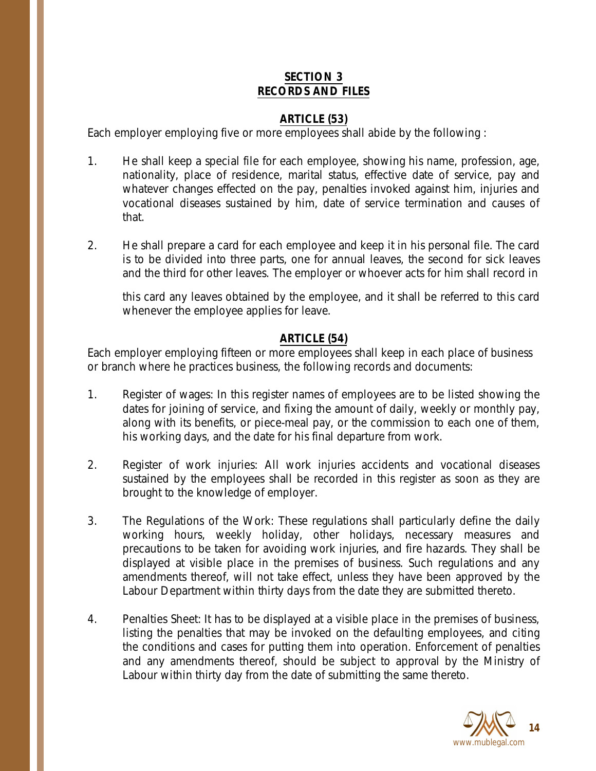## SECTION 3
## RECORDS AND FILES

### ARTICLE (53)

Each employer employing five or more employees shall abide by the following :

1. He shall keep a special file for each employee, showing his name, profession, age, nationality, place of residence, marital status, effective date of service, pay and whatever changes effected on the pay, penalties invoked against him, injuries and vocational diseases sustained by him, date of service termination and causes of that.

2. He shall prepare a card for each employee and keep it in his personal file. The card is to be divided into three parts, one for annual leaves, the second for sick leaves and the third for other leaves. The employer or whoever acts for him shall record in this card any leaves obtained by the employee, and it shall be referred to this card whenever the employee applies for leave.

### ARTICLE (54)

Each employer employing fifteen or more employees shall keep in each place of business or branch where he practices business, the following records and documents:

1. Register of wages: In this register names of employees are to be listed showing the dates for joining of service, and fixing the amount of daily, weekly or monthly pay, along with its benefits, or piece-meal pay, or the commission to each one of them, his working days, and the date for his final departure from work.

2. Register of work injuries: All work injuries accidents and vocational diseases sustained by the employees shall be recorded in this register as soon as they are brought to the knowledge of employer.

3. The Regulations of the Work: These regulations shall particularly define the daily working hours, weekly holiday, other holidays, necessary measures and precautions to be taken for avoiding work injuries, and fire hazards. They shall be displayed at visible place in the premises of business. Such regulations and any amendments thereof, will not take effect, unless they have been approved by the Labour Department within thirty days from the date they are submitted thereto.

4. Penalties Sheet: It has to be displayed at a visible place in the premises of business, listing the penalties that may be invoked on the defaulting employees, and citing the conditions and cases for putting them into operation. Enforcement of penalties and any amendments thereof, should be subject to approval by the Ministry of Labour within thirty day from the date of submitting the same thereto.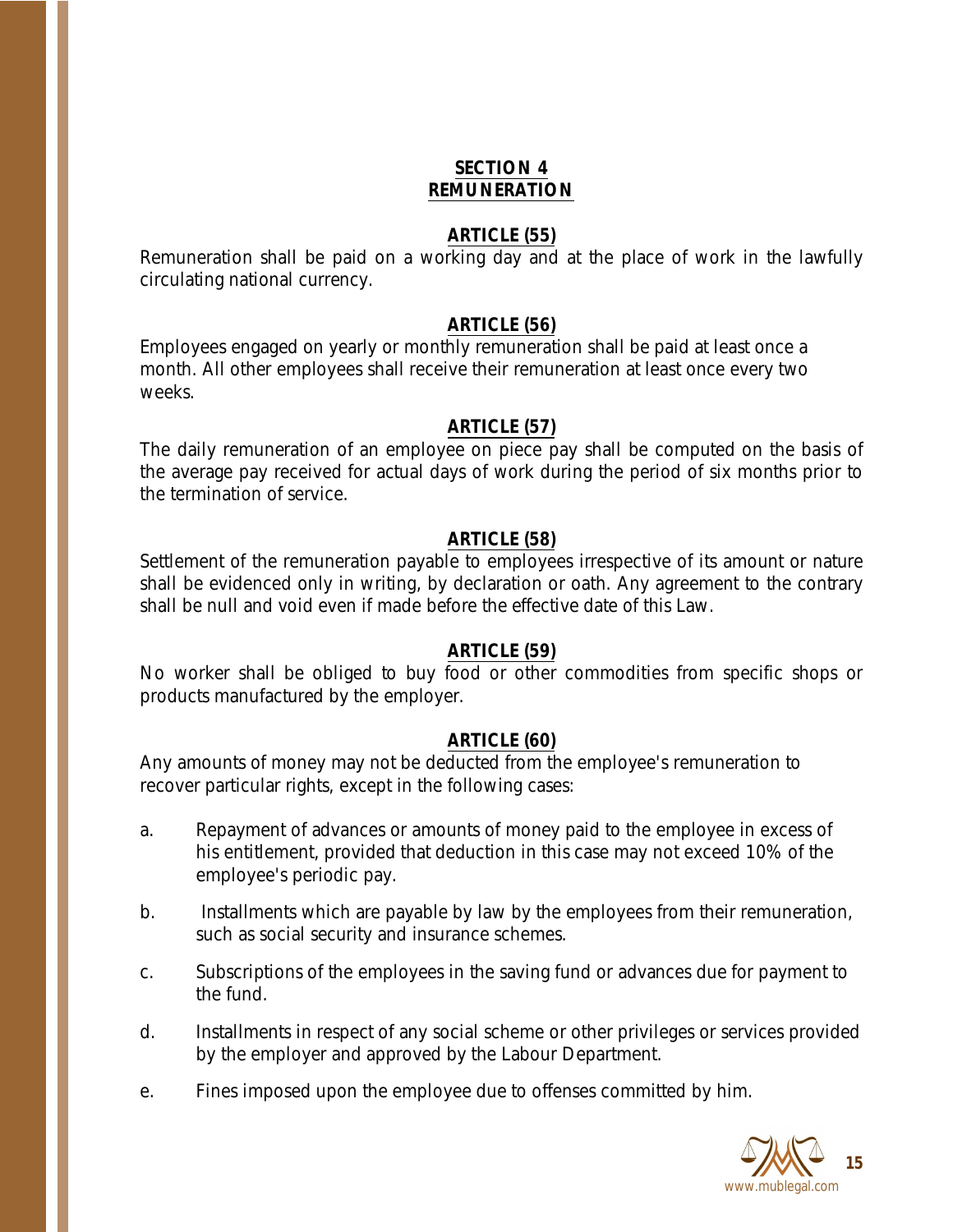## SECTION 4
## REMUNERATION

### ARTICLE (55)

Remuneration shall be paid on a working day and at the place of work in the lawfully circulating national currency.

### ARTICLE (56)

Employees engaged on yearly or monthly remuneration shall be paid at least once a month. All other employees shall receive their remuneration at least once every two weeks.

### ARTICLE (57)

The daily remuneration of an employee on piece pay shall be computed on the basis of the average pay received for actual days of work during the period of six months prior to the termination of service.

### ARTICLE (58)

Settlement of the remuneration payable to employees irrespective of its amount or nature shall be evidenced only in writing, by declaration or oath. Any agreement to the contrary shall be null and void even if made before the effective date of this Law.

### ARTICLE (59)

No worker shall be obliged to buy food or other commodities from specific shops or products manufactured by the employer.

### ARTICLE (60)

Any amounts of money may not be deducted from the employee's remuneration to recover particular rights, except in the following cases:

a. Repayment of advances or amounts of money paid to the employee in excess of his entitlement, provided that deduction in this case may not exceed 10% of the employee's periodic pay.

b. Installments which are payable by law by the employees from their remuneration, such as social security and insurance schemes.

c. Subscriptions of the employees in the saving fund or advances due for payment to the fund.

d. Installments in respect of any social scheme or other privileges or services provided by the employer and approved by the Labour Department.

e. Fines imposed upon the employee due to offenses committed by him.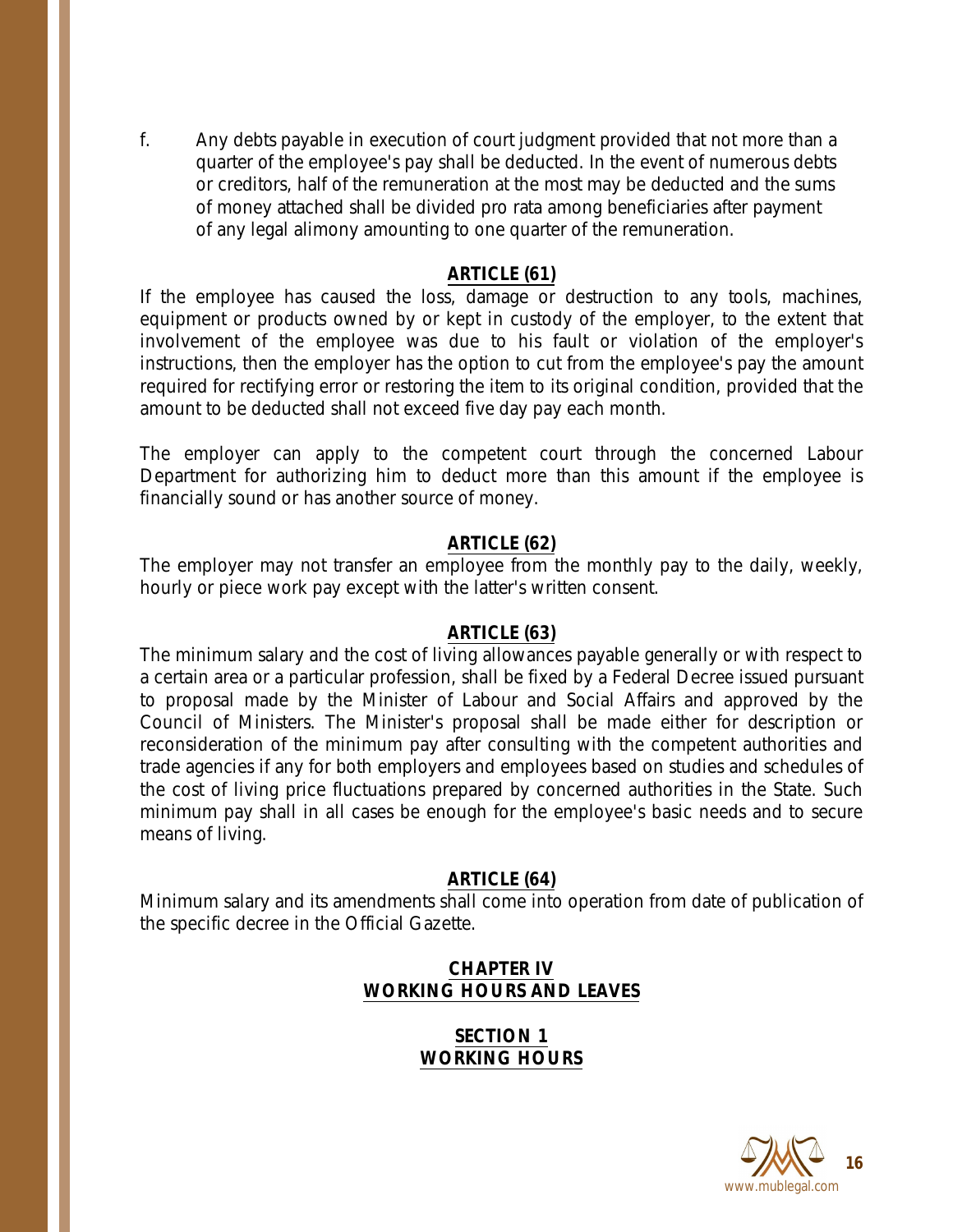f. Any debts payable in execution of court judgment provided that not more than a quarter of the employee's pay shall be deducted. In the event of numerous debts or creditors, half of the remuneration at the most may be deducted and the sums of money attached shall be divided pro rata among beneficiaries after payment of any legal alimony amounting to one quarter of the remuneration.

## ARTICLE (61)

If the employee has caused the loss, damage or destruction to any tools, machines, equipment or products owned by or kept in custody of the employer, to the extent that involvement of the employee was due to his fault or violation of the employer's instructions, then the employer has the option to cut from the employee's pay the amount required for rectifying error or restoring the item to its original condition, provided that the amount to be deducted shall not exceed five day pay each month.

The employer can apply to the competent court through the concerned Labour Department for authorizing him to deduct more than this amount if the employee is financially sound or has another source of money.

## ARTICLE (62)

The employer may not transfer an employee from the monthly pay to the daily, weekly, hourly or piece work pay except with the latter's written consent.

## ARTICLE (63)

The minimum salary and the cost of living allowances payable generally or with respect to a certain area or a particular profession, shall be fixed by a Federal Decree issued pursuant to proposal made by the Minister of Labour and Social Affairs and approved by the Council of Ministers. The Minister's proposal shall be made either for description or reconsideration of the minimum pay after consulting with the competent authorities and trade agencies if any for both employers and employees based on studies and schedules of the cost of living price fluctuations prepared by concerned authorities in the State. Such minimum pay shall in all cases be enough for the employee's basic needs and to secure means of living.

## ARTICLE (64)

Minimum salary and its amendments shall come into operation from date of publication of the specific decree in the Official Gazette.

# CHAPTER IV
# WORKING HOURS AND LEAVES

## SECTION 1
## WORKING HOURS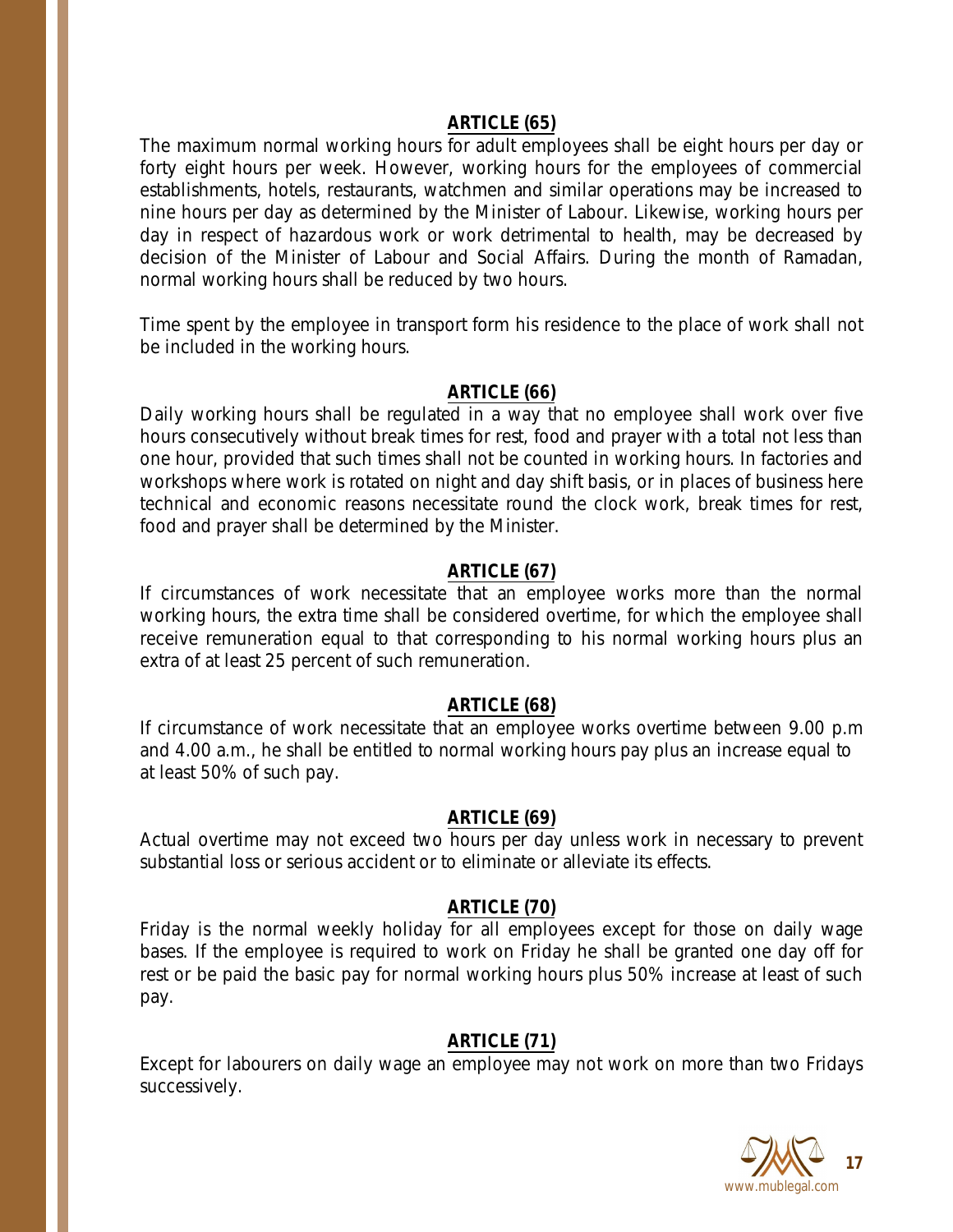**ARTICLE (65)**

The maximum normal working hours for adult employees shall be eight hours per day or forty eight hours per week. However, working hours for the employees of commercial establishments, hotels, restaurants, watchmen and similar operations may be increased to nine hours per day as determined by the Minister of Labour. Likewise, working hours per day in respect of hazardous work or work detrimental to health, may be decreased by decision of the Minister of Labour and Social Affairs. During the month of Ramadan, normal working hours shall be reduced by two hours.

Time spent by the employee in transport form his residence to the place of work shall not be included in the working hours.

**ARTICLE (66)**

Daily working hours shall be regulated in a way that no employee shall work over five hours consecutively without break times for rest, food and prayer with a total not less than one hour, provided that such times shall not be counted in working hours. In factories and workshops where work is rotated on night and day shift basis, or in places of business here technical and economic reasons necessitate round the clock work, break times for rest, food and prayer shall be determined by the Minister.

**ARTICLE (67)**

If circumstances of work necessitate that an employee works more than the normal working hours, the extra time shall be considered overtime, for which the employee shall receive remuneration equal to that corresponding to his normal working hours plus an extra of at least 25 percent of such remuneration.

**ARTICLE (68)**

If circumstance of work necessitate that an employee works overtime between 9.00 p.m and 4.00 a.m., he shall be entitled to normal working hours pay plus an increase equal to at least 50% of such pay.

**ARTICLE (69)**

Actual overtime may not exceed two hours per day unless work in necessary to prevent substantial loss or serious accident or to eliminate or alleviate its effects.

**ARTICLE (70)**

Friday is the normal weekly holiday for all employees except for those on daily wage bases. If the employee is required to work on Friday he shall be granted one day off for rest or be paid the basic pay for normal working hours plus 50% increase at least of such pay.

**ARTICLE (71)**

Except for labourers on daily wage an employee may not work on more than two Fridays successively.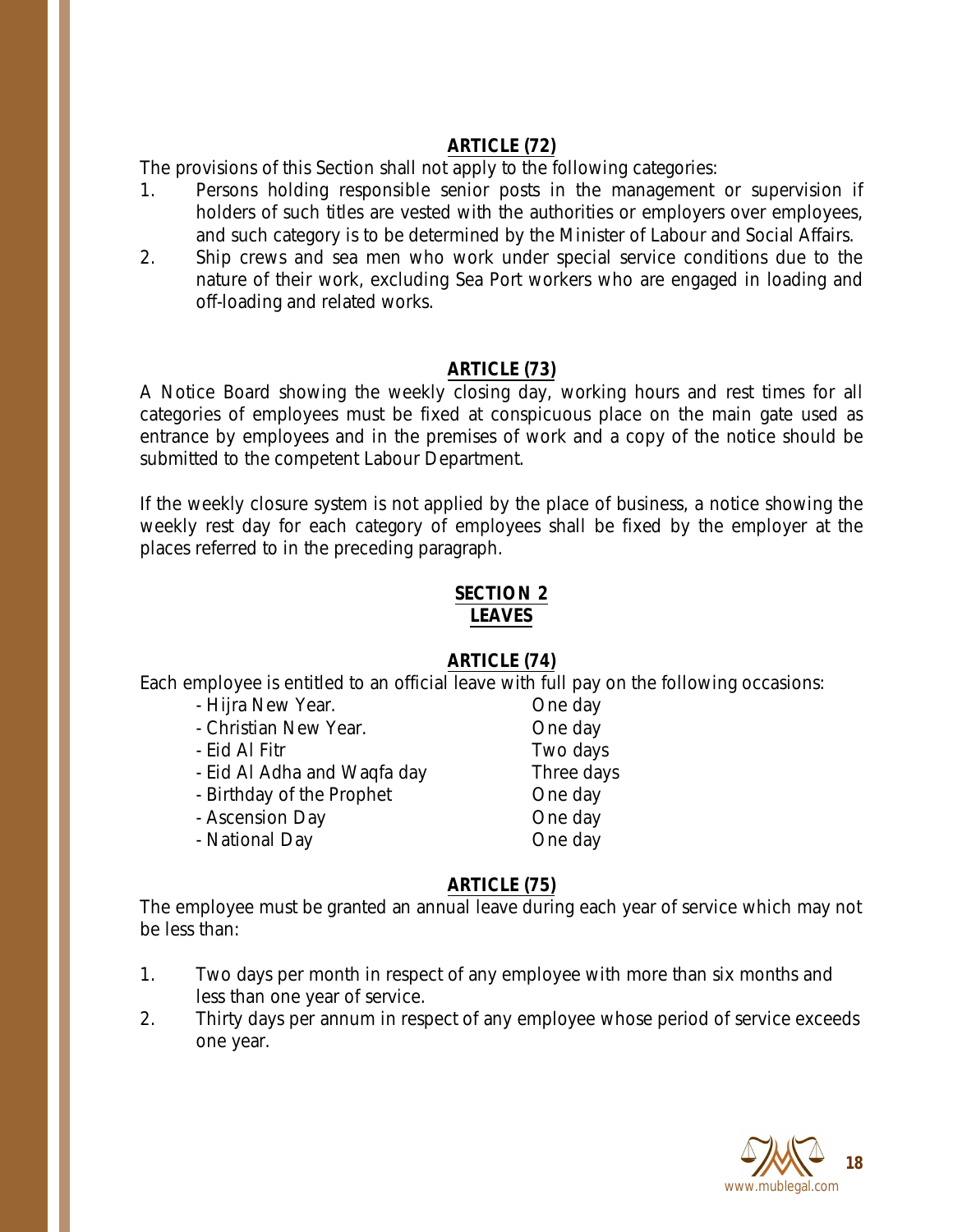## ARTICLE (72)

The provisions of this Section shall not apply to the following categories:

1. Persons holding responsible senior posts in the management or supervision if holders of such titles are vested with the authorities or employers over employees, and such category is to be determined by the Minister of Labour and Social Affairs.
2. Ship crews and sea men who work under special service conditions due to the nature of their work, excluding Sea Port workers who are engaged in loading and off-loading and related works.

## ARTICLE (73)

A Notice Board showing the weekly closing day, working hours and rest times for all categories of employees must be fixed at conspicuous place on the main gate used as entrance by employees and in the premises of work and a copy of the notice should be submitted to the competent Labour Department.

If the weekly closure system is not applied by the place of business, a notice showing the weekly rest day for each category of employees shall be fixed by the employer at the places referred to in the preceding paragraph.

# SECTION 2
# LEAVES

## ARTICLE (74)

Each employee is entitled to an official leave with full pay on the following occasions:

| | |
|---|---|
| - Hijra New Year. | One day |
| - Christian New Year. | One day |
| - Eid Al Fitr | Two days |
| - Eid Al Adha and Waqfa day | Three days |
| - Birthday of the Prophet | One day |
| - Ascension Day | One day |
| - National Day | One day |

## ARTICLE (75)

The employee must be granted an annual leave during each year of service which may not be less than:

1. Two days per month in respect of any employee with more than six months and less than one year of service.
2. Thirty days per annum in respect of any employee whose period of service exceeds one year.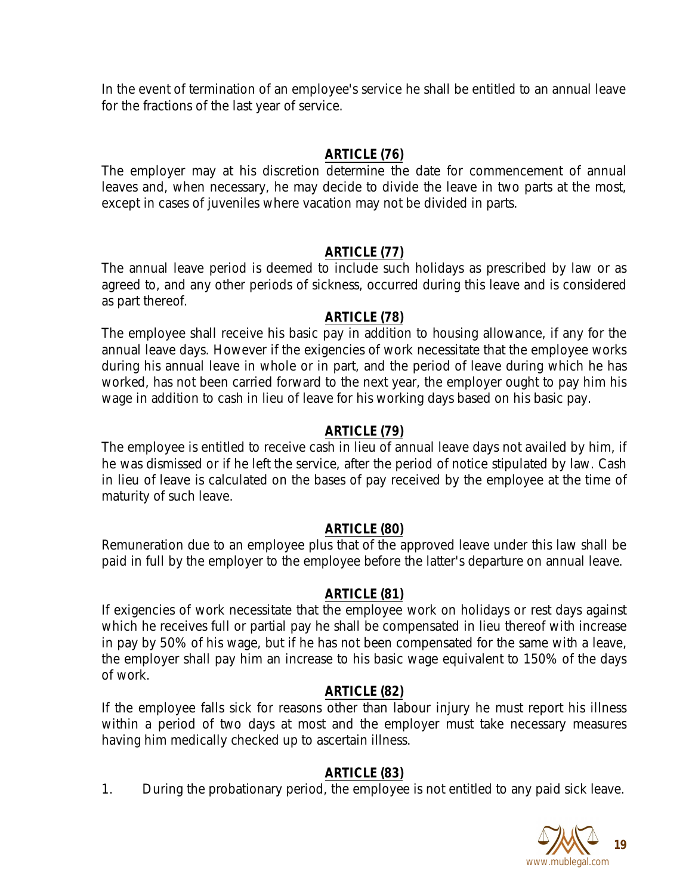In the event of termination of an employee's service he shall be entitled to an annual leave for the fractions of the last year of service.

## ARTICLE (76)

The employer may at his discretion determine the date for commencement of annual leaves and, when necessary, he may decide to divide the leave in two parts at the most, except in cases of juveniles where vacation may not be divided in parts.

## ARTICLE (77)

The annual leave period is deemed to include such holidays as prescribed by law or as agreed to, and any other periods of sickness, occurred during this leave and is considered as part thereof.

## ARTICLE (78)

The employee shall receive his basic pay in addition to housing allowance, if any for the annual leave days. However if the exigencies of work necessitate that the employee works during his annual leave in whole or in part, and the period of leave during which he has worked, has not been carried forward to the next year, the employer ought to pay him his wage in addition to cash in lieu of leave for his working days based on his basic pay.

## ARTICLE (79)

The employee is entitled to receive cash in lieu of annual leave days not availed by him, if he was dismissed or if he left the service, after the period of notice stipulated by law. Cash in lieu of leave is calculated on the bases of pay received by the employee at the time of maturity of such leave.

## ARTICLE (80)

Remuneration due to an employee plus that of the approved leave under this law shall be paid in full by the employer to the employee before the latter's departure on annual leave.

## ARTICLE (81)

If exigencies of work necessitate that the employee work on holidays or rest days against which he receives full or partial pay he shall be compensated in lieu thereof with increase in pay by 50% of his wage, but if he has not been compensated for the same with a leave, the employer shall pay him an increase to his basic wage equivalent to 150% of the days of work.

## ARTICLE (82)

If the employee falls sick for reasons other than labour injury he must report his illness within a period of two days at most and the employer must take necessary measures having him medically checked up to ascertain illness.

## ARTICLE (83)

1. During the probationary period, the employee is not entitled to any paid sick leave.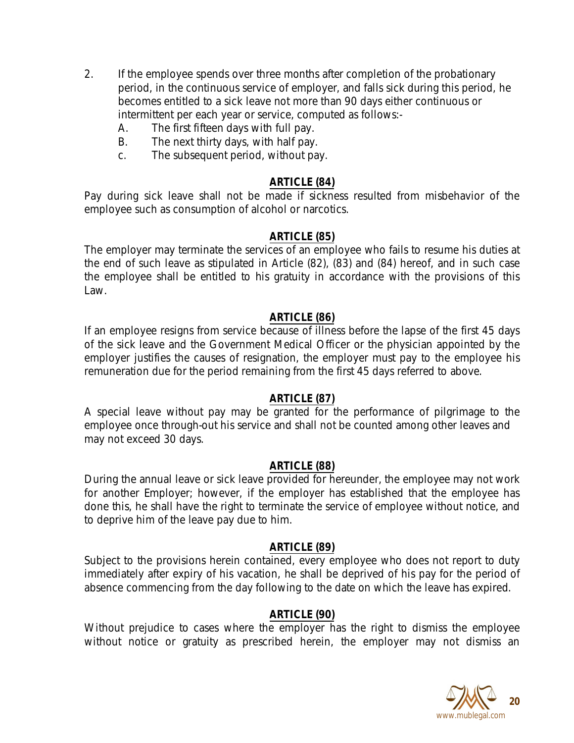2. If the employee spends over three months after completion of the probationary period, in the continuous service of employer, and falls sick during this period, he becomes entitled to a sick leave not more than 90 days either continuous or intermittent per each year or service, computed as follows:-
   A. The first fifteen days with full pay.
   B. The next thirty days, with half pay.
   c. The subsequent period, without pay.

## ARTICLE (84)

Pay during sick leave shall not be made if sickness resulted from misbehavior of the employee such as consumption of alcohol or narcotics.

## ARTICLE (85)

The employer may terminate the services of an employee who fails to resume his duties at the end of such leave as stipulated in Article (82), (83) and (84) hereof, and in such case the employee shall be entitled to his gratuity in accordance with the provisions of this Law.

## ARTICLE (86)

If an employee resigns from service because of illness before the lapse of the first 45 days of the sick leave and the Government Medical Officer or the physician appointed by the employer justifies the causes of resignation, the employer must pay to the employee his remuneration due for the period remaining from the first 45 days referred to above.

## ARTICLE (87)

A special leave without pay may be granted for the performance of pilgrimage to the employee once through-out his service and shall not be counted among other leaves and may not exceed 30 days.

## ARTICLE (88)

During the annual leave or sick leave provided for hereunder, the employee may not work for another Employer; however, if the employer has established that the employee has done this, he shall have the right to terminate the service of employee without notice, and to deprive him of the leave pay due to him.

## ARTICLE (89)

Subject to the provisions herein contained, every employee who does not report to duty immediately after expiry of his vacation, he shall be deprived of his pay for the period of absence commencing from the day following to the date on which the leave has expired.

## ARTICLE (90)

Without prejudice to cases where the employer has the right to dismiss the employee without notice or gratuity as prescribed herein, the employer may not dismiss an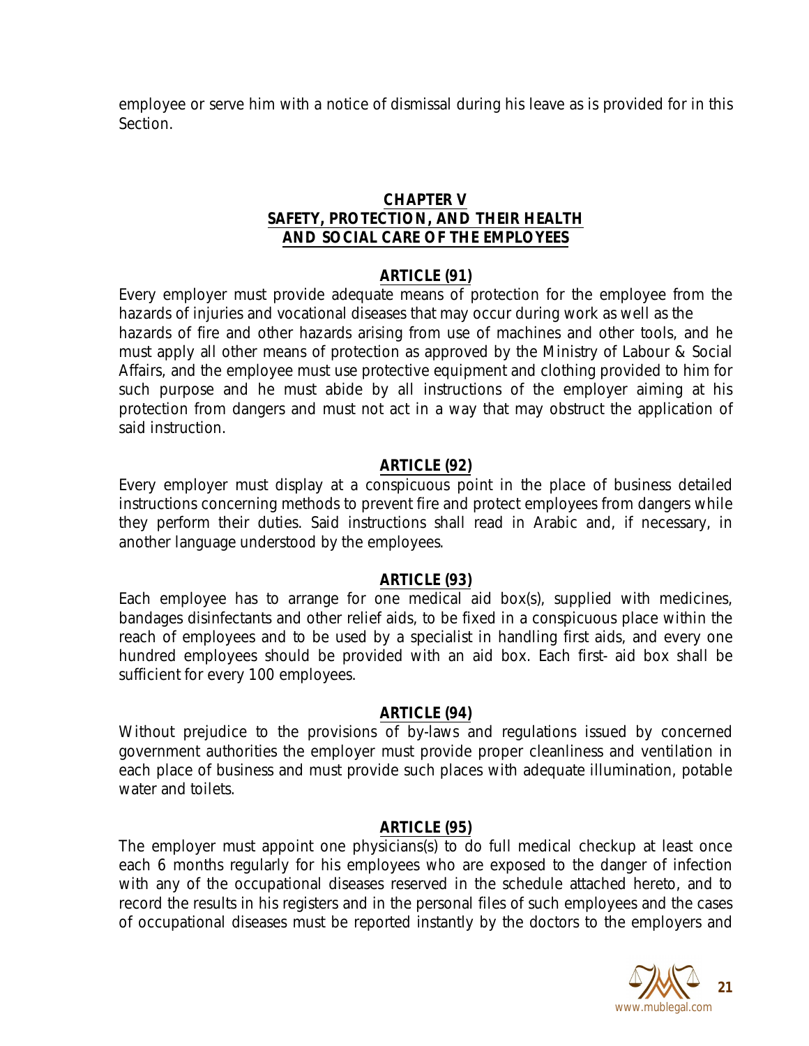employee or serve him with a notice of dismissal during his leave as is provided for in this Section.

## CHAPTER V
## SAFETY, PROTECTION, AND THEIR HEALTH AND SOCIAL CARE OF THE EMPLOYEES

### ARTICLE (91)

Every employer must provide adequate means of protection for the employee from the hazards of injuries and vocational diseases that may occur during work as well as the hazards of fire and other hazards arising from use of machines and other tools, and he must apply all other means of protection as approved by the Ministry of Labour & Social Affairs, and the employee must use protective equipment and clothing provided to him for such purpose and he must abide by all instructions of the employer aiming at his protection from dangers and must not act in a way that may obstruct the application of said instruction.

### ARTICLE (92)

Every employer must display at a conspicuous point in the place of business detailed instructions concerning methods to prevent fire and protect employees from dangers while they perform their duties. Said instructions shall read in Arabic and, if necessary, in another language understood by the employees.

### ARTICLE (93)

Each employee has to arrange for one medical aid box(s), supplied with medicines, bandages disinfectants and other relief aids, to be fixed in a conspicuous place within the reach of employees and to be used by a specialist in handling first aids, and every one hundred employees should be provided with an aid box. Each first- aid box shall be sufficient for every 100 employees.

### ARTICLE (94)

Without prejudice to the provisions of by-laws and regulations issued by concerned government authorities the employer must provide proper cleanliness and ventilation in each place of business and must provide such places with adequate illumination, potable water and toilets.

### ARTICLE (95)

The employer must appoint one physicians(s) to do full medical checkup at least once each 6 months regularly for his employees who are exposed to the danger of infection with any of the occupational diseases reserved in the schedule attached hereto, and to record the results in his registers and in the personal files of such employees and the cases of occupational diseases must be reported instantly by the doctors to the employers and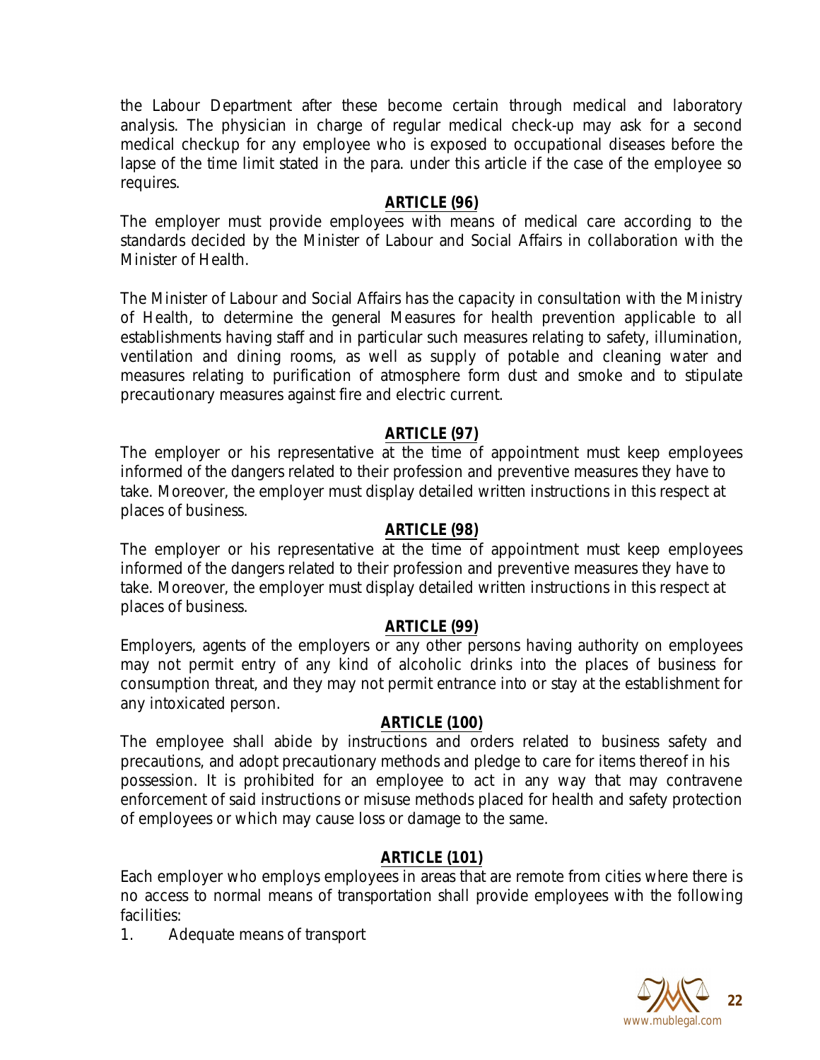the Labour Department after these become certain through medical and laboratory analysis. The physician in charge of regular medical check-up may ask for a second medical checkup for any employee who is exposed to occupational diseases before the lapse of the time limit stated in the para. under this article if the case of the employee so requires.

### ARTICLE (96)

The employer must provide employees with means of medical care according to the standards decided by the Minister of Labour and Social Affairs in collaboration with the Minister of Health.

The Minister of Labour and Social Affairs has the capacity in consultation with the Ministry of Health, to determine the general Measures for health prevention applicable to all establishments having staff and in particular such measures relating to safety, illumination, ventilation and dining rooms, as well as supply of potable and cleaning water and measures relating to purification of atmosphere form dust and smoke and to stipulate precautionary measures against fire and electric current.

### ARTICLE (97)

The employer or his representative at the time of appointment must keep employees informed of the dangers related to their profession and preventive measures they have to take. Moreover, the employer must display detailed written instructions in this respect at places of business.

### ARTICLE (98)

The employer or his representative at the time of appointment must keep employees informed of the dangers related to their profession and preventive measures they have to take. Moreover, the employer must display detailed written instructions in this respect at places of business.

### ARTICLE (99)

Employers, agents of the employers or any other persons having authority on employees may not permit entry of any kind of alcoholic drinks into the places of business for consumption threat, and they may not permit entrance into or stay at the establishment for any intoxicated person.

### ARTICLE (100)

The employee shall abide by instructions and orders related to business safety and precautions, and adopt precautionary methods and pledge to care for items thereof in his possession. It is prohibited for an employee to act in any way that may contravene enforcement of said instructions or misuse methods placed for health and safety protection of employees or which may cause loss or damage to the same.

### ARTICLE (101)

Each employer who employs employees in areas that are remote from cities where there is no access to normal means of transportation shall provide employees with the following facilities:

1. Adequate means of transport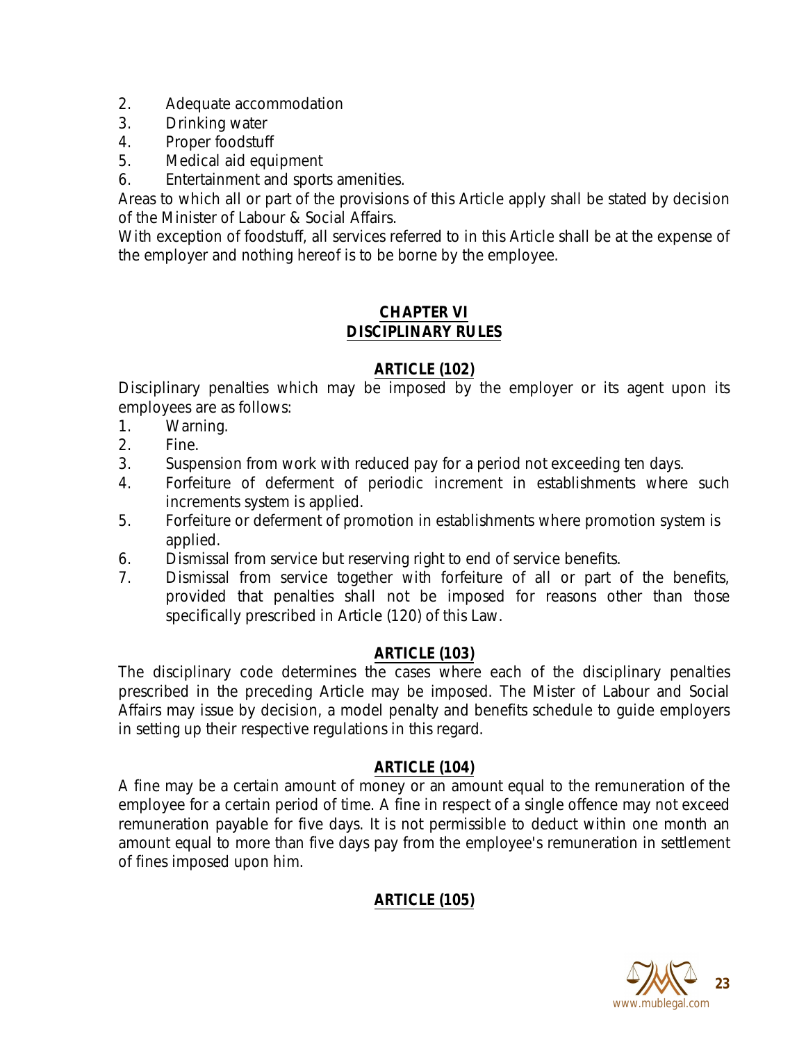2. Adequate accommodation
3. Drinking water
4. Proper foodstuff
5. Medical aid equipment
6. Entertainment and sports amenities.

Areas to which all or part of the provisions of this Article apply shall be stated by decision of the Minister of Labour & Social Affairs.

With exception of foodstuff, all services referred to in this Article shall be at the expense of the employer and nothing hereof is to be borne by the employee.

## CHAPTER VI
## DISCIPLINARY RULES

### ARTICLE (102)

Disciplinary penalties which may be imposed by the employer or its agent upon its employees are as follows:

1. Warning.
2. Fine.
3. Suspension from work with reduced pay for a period not exceeding ten days.
4. Forfeiture of deferment of periodic increment in establishments where such increments system is applied.
5. Forfeiture or deferment of promotion in establishments where promotion system is applied.
6. Dismissal from service but reserving right to end of service benefits.
7. Dismissal from service together with forfeiture of all or part of the benefits, provided that penalties shall not be imposed for reasons other than those specifically prescribed in Article (120) of this Law.

### ARTICLE (103)

The disciplinary code determines the cases where each of the disciplinary penalties prescribed in the preceding Article may be imposed. The Mister of Labour and Social Affairs may issue by decision, a model penalty and benefits schedule to guide employers in setting up their respective regulations in this regard.

### ARTICLE (104)

A fine may be a certain amount of money or an amount equal to the remuneration of the employee for a certain period of time. A fine in respect of a single offence may not exceed remuneration payable for five days. It is not permissible to deduct within one month an amount equal to more than five days pay from the employee's remuneration in settlement of fines imposed upon him.

### ARTICLE (105)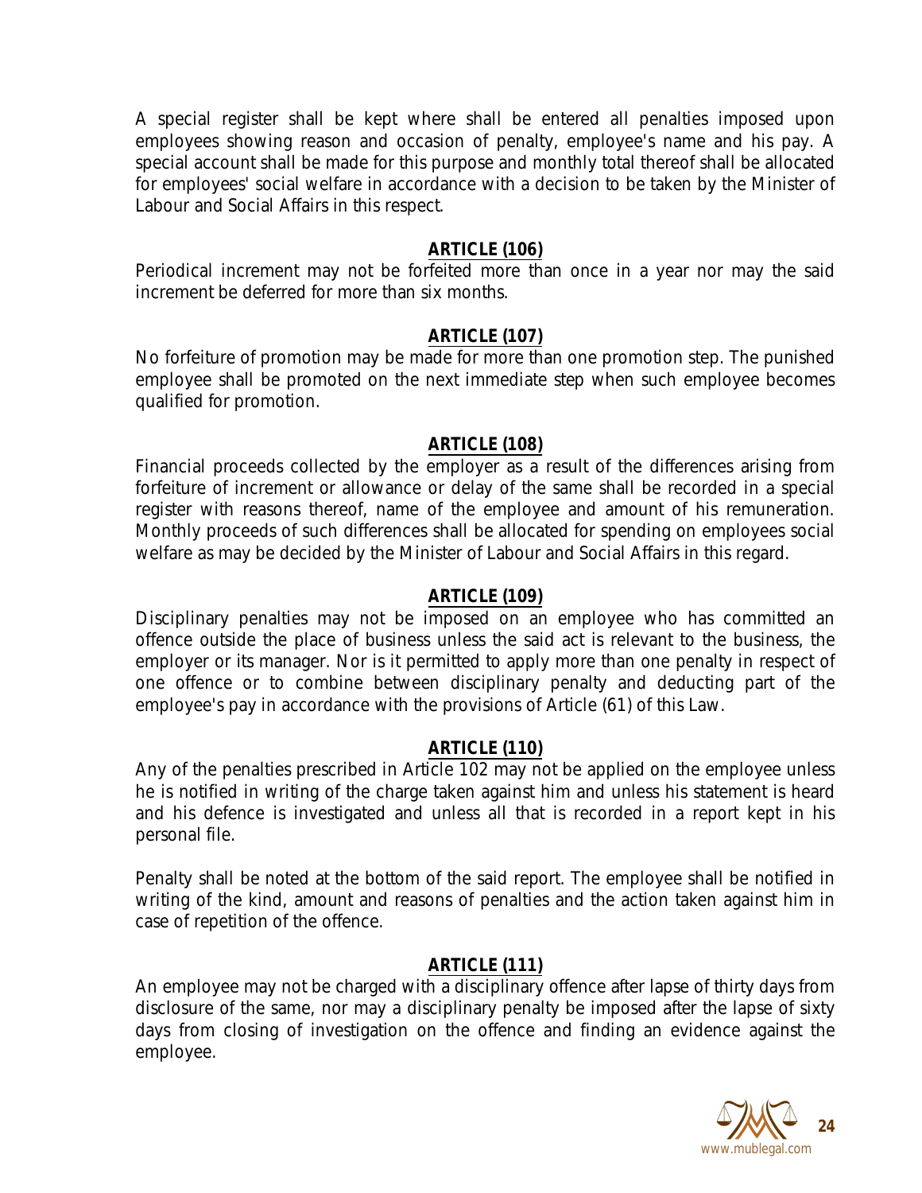A special register shall be kept where shall be entered all penalties imposed upon employees showing reason and occasion of penalty, employee's name and his pay. A special account shall be made for this purpose and monthly total thereof shall be allocated for employees' social welfare in accordance with a decision to be taken by the Minister of Labour and Social Affairs in this respect.

## ARTICLE (106)

Periodical increment may not be forfeited more than once in a year nor may the said increment be deferred for more than six months.

## ARTICLE (107)

No forfeiture of promotion may be made for more than one promotion step. The punished employee shall be promoted on the next immediate step when such employee becomes qualified for promotion.

## ARTICLE (108)

Financial proceeds collected by the employer as a result of the differences arising from forfeiture of increment or allowance or delay of the same shall be recorded in a special register with reasons thereof, name of the employee and amount of his remuneration. Monthly proceeds of such differences shall be allocated for spending on employees social welfare as may be decided by the Minister of Labour and Social Affairs in this regard.

## ARTICLE (109)

Disciplinary penalties may not be imposed on an employee who has committed an offence outside the place of business unless the said act is relevant to the business, the employer or its manager. Nor is it permitted to apply more than one penalty in respect of one offence or to combine between disciplinary penalty and deducting part of the employee's pay in accordance with the provisions of Article (61) of this Law.

## ARTICLE (110)

Any of the penalties prescribed in Article 102 may not be applied on the employee unless he is notified in writing of the charge taken against him and unless his statement is heard and his defence is investigated and unless all that is recorded in a report kept in his personal file.

Penalty shall be noted at the bottom of the said report. The employee shall be notified in writing of the kind, amount and reasons of penalties and the action taken against him in case of repetition of the offence.

## ARTICLE (111)

An employee may not be charged with a disciplinary offence after lapse of thirty days from disclosure of the same, nor may a disciplinary penalty be imposed after the lapse of sixty days from closing of investigation on the offence and finding an evidence against the employee.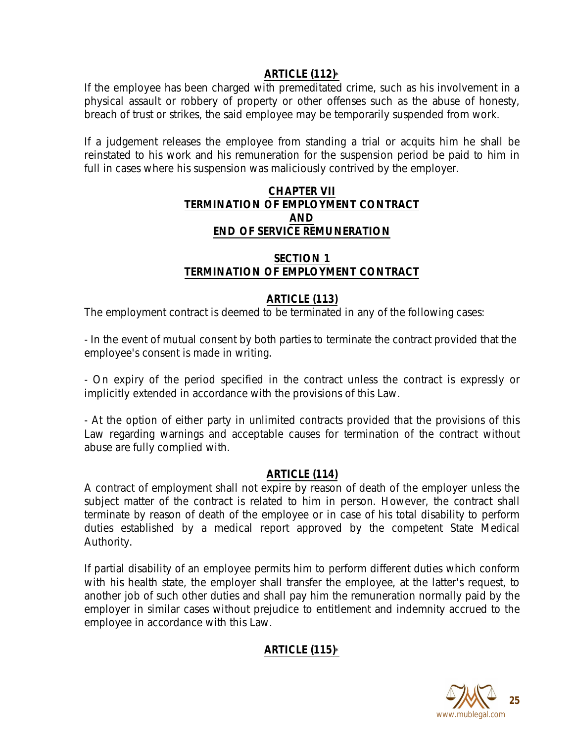## ARTICLE (112)*

If the employee has been charged with premeditated crime, such as his involvement in a physical assault or robbery of property or other offenses such as the abuse of honesty, breach of trust or strikes, the said employee may be temporarily suspended from work.

If a judgement releases the employee from standing a trial or acquits him he shall be reinstated to his work and his remuneration for the suspension period be paid to him in full in cases where his suspension was maliciously contrived by the employer.

# CHAPTER VII
# TERMINATION OF EMPLOYMENT CONTRACT
# AND
# END OF SERVICE REMUNERATION

## SECTION 1
## TERMINATION OF EMPLOYMENT CONTRACT

## ARTICLE (113)

The employment contract is deemed to be terminated in any of the following cases:

- In the event of mutual consent by both parties to terminate the contract provided that the employee's consent is made in writing.

- On expiry of the period specified in the contract unless the contract is expressly or implicitly extended in accordance with the provisions of this Law.

- At the option of either party in unlimited contracts provided that the provisions of this Law regarding warnings and acceptable causes for termination of the contract without abuse are fully complied with.

## ARTICLE (114)

A contract of employment shall not expire by reason of death of the employer unless the subject matter of the contract is related to him in person. However, the contract shall terminate by reason of death of the employee or in case of his total disability to perform duties established by a medical report approved by the competent State Medical Authority.

If partial disability of an employee permits him to perform different duties which conform with his health state, the employer shall transfer the employee, at the latter's request, to another job of such other duties and shall pay him the remuneration normally paid by the employer in similar cases without prejudice to entitlement and indemnity accrued to the employee in accordance with this Law.

## ARTICLE (115)*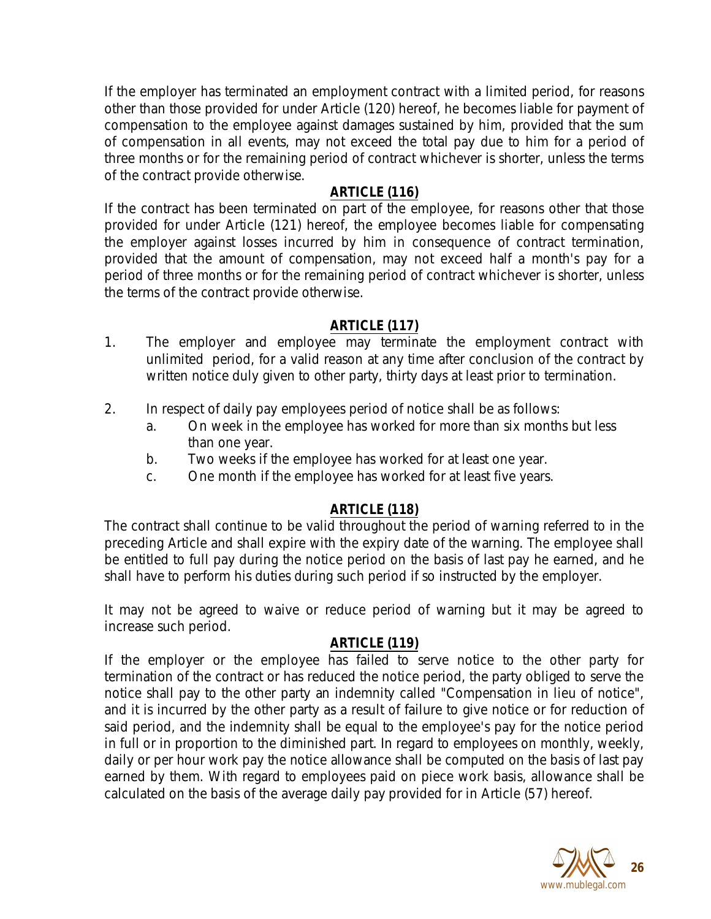If the employer has terminated an employment contract with a limited period, for reasons other than those provided for under Article (120) hereof, he becomes liable for payment of compensation to the employee against damages sustained by him, provided that the sum of compensation in all events, may not exceed the total pay due to him for a period of three months or for the remaining period of contract whichever is shorter, unless the terms of the contract provide otherwise.

**ARTICLE (116)**

If the contract has been terminated on part of the employee, for reasons other that those provided for under Article (121) hereof, the employee becomes liable for compensating the employer against losses incurred by him in consequence of contract termination, provided that the amount of compensation, may not exceed half a month's pay for a period of three months or for the remaining period of contract whichever is shorter, unless the terms of the contract provide otherwise.

**ARTICLE (117)**

1. The employer and employee may terminate the employment contract with unlimited period, for a valid reason at any time after conclusion of the contract by written notice duly given to other party, thirty days at least prior to termination.

2. In respect of daily pay employees period of notice shall be as follows:
   a. On week in the employee has worked for more than six months but less than one year.
   b. Two weeks if the employee has worked for at least one year.
   c. One month if the employee has worked for at least five years.

**ARTICLE (118)**

The contract shall continue to be valid throughout the period of warning referred to in the preceding Article and shall expire with the expiry date of the warning. The employee shall be entitled to full pay during the notice period on the basis of last pay he earned, and he shall have to perform his duties during such period if so instructed by the employer.

It may not be agreed to waive or reduce period of warning but it may be agreed to increase such period.

**ARTICLE (119)**

If the employer or the employee has failed to serve notice to the other party for termination of the contract or has reduced the notice period, the party obliged to serve the notice shall pay to the other party an indemnity called "Compensation in lieu of notice", and it is incurred by the other party as a result of failure to give notice or for reduction of said period, and the indemnity shall be equal to the employee's pay for the notice period in full or in proportion to the diminished part. In regard to employees on monthly, weekly, daily or per hour work pay the notice allowance shall be computed on the basis of last pay earned by them. With regard to employees paid on piece work basis, allowance shall be calculated on the basis of the average daily pay provided for in Article (57) hereof.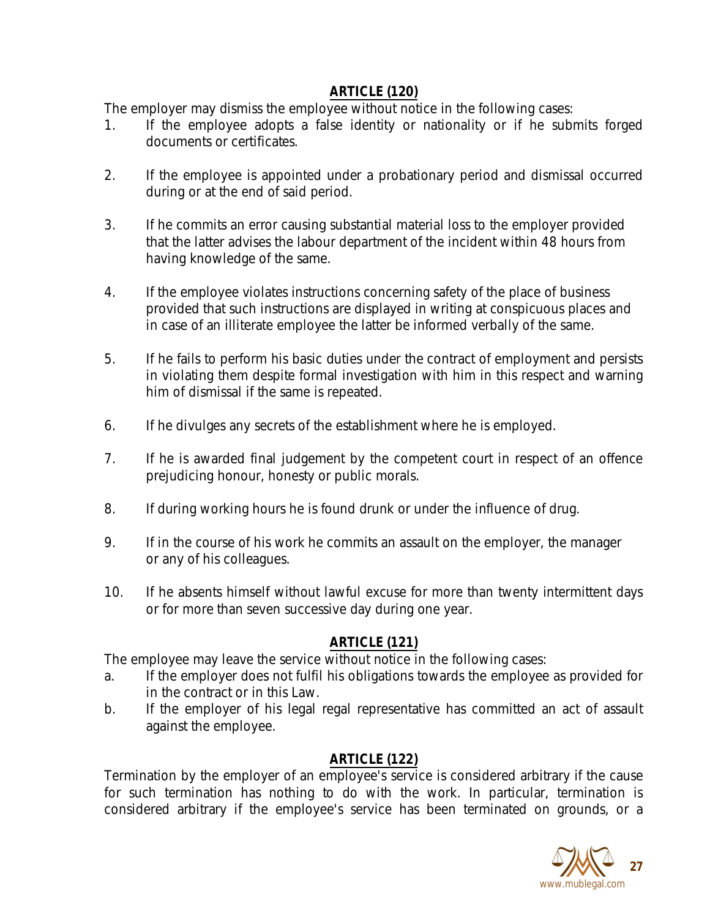**ARTICLE (120)**

The employer may dismiss the employee without notice in the following cases:

1. If the employee adopts a false identity or nationality or if he submits forged documents or certificates.

2. If the employee is appointed under a probationary period and dismissal occurred during or at the end of said period.

3. If he commits an error causing substantial material loss to the employer provided that the latter advises the labour department of the incident within 48 hours from having knowledge of the same.

4. If the employee violates instructions concerning safety of the place of business provided that such instructions are displayed in writing at conspicuous places and in case of an illiterate employee the latter be informed verbally of the same.

5. If he fails to perform his basic duties under the contract of employment and persists in violating them despite formal investigation with him in this respect and warning him of dismissal if the same is repeated.

6. If he divulges any secrets of the establishment where he is employed.

7. If he is awarded final judgement by the competent court in respect of an offence prejudicing honour, honesty or public morals.

8. If during working hours he is found drunk or under the influence of drug.

9. If in the course of his work he commits an assault on the employer, the manager or any of his colleagues.

10. If he absents himself without lawful excuse for more than twenty intermittent days or for more than seven successive day during one year.

**ARTICLE (121)**

The employee may leave the service without notice in the following cases:

a. If the employer does not fulfil his obligations towards the employee as provided for in the contract or in this Law.
b. If the employer of his legal regal representative has committed an act of assault against the employee.

**ARTICLE (122)**

Termination by the employer of an employee's service is considered arbitrary if the cause for such termination has nothing to do with the work. In particular, termination is considered arbitrary if the employee's service has been terminated on grounds, or a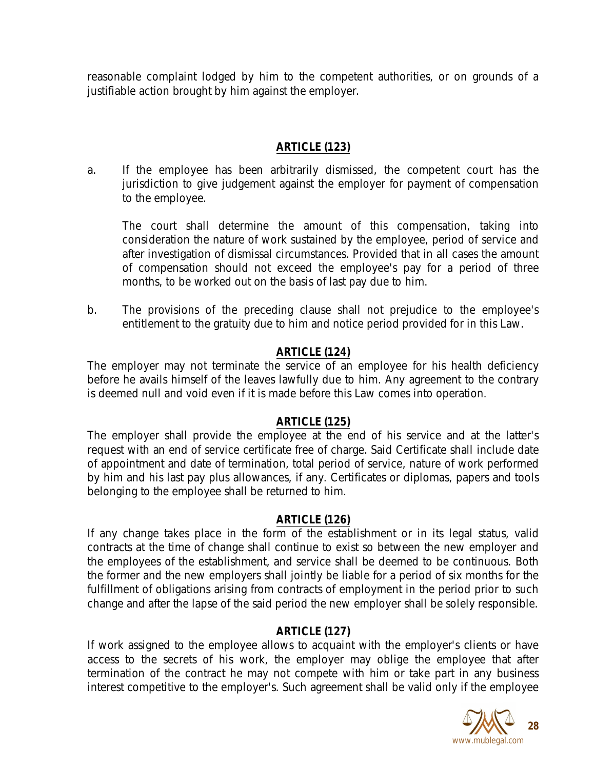reasonable complaint lodged by him to the competent authorities, or on grounds of a justifiable action brought by him against the employer.

## ARTICLE (123)

a. If the employee has been arbitrarily dismissed, the competent court has the jurisdiction to give judgement against the employer for payment of compensation to the employee.

   The court shall determine the amount of this compensation, taking into consideration the nature of work sustained by the employee, period of service and after investigation of dismissal circumstances. Provided that in all cases the amount of compensation should not exceed the employee's pay for a period of three months, to be worked out on the basis of last pay due to him.

b. The provisions of the preceding clause shall not prejudice to the employee's entitlement to the gratuity due to him and notice period provided for in this Law.

## ARTICLE (124)

The employer may not terminate the service of an employee for his health deficiency before he avails himself of the leaves lawfully due to him. Any agreement to the contrary is deemed null and void even if it is made before this Law comes into operation.

## ARTICLE (125)

The employer shall provide the employee at the end of his service and at the latter's request with an end of service certificate free of charge. Said Certificate shall include date of appointment and date of termination, total period of service, nature of work performed by him and his last pay plus allowances, if any. Certificates or diplomas, papers and tools belonging to the employee shall be returned to him.

## ARTICLE (126)

If any change takes place in the form of the establishment or in its legal status, valid contracts at the time of change shall continue to exist so between the new employer and the employees of the establishment, and service shall be deemed to be continuous. Both the former and the new employers shall jointly be liable for a period of six months for the fulfillment of obligations arising from contracts of employment in the period prior to such change and after the lapse of the said period the new employer shall be solely responsible.

## ARTICLE (127)

If work assigned to the employee allows to acquaint with the employer's clients or have access to the secrets of his work, the employer may oblige the employee that after termination of the contract he may not compete with him or take part in any business interest competitive to the employer's. Such agreement shall be valid only if the employee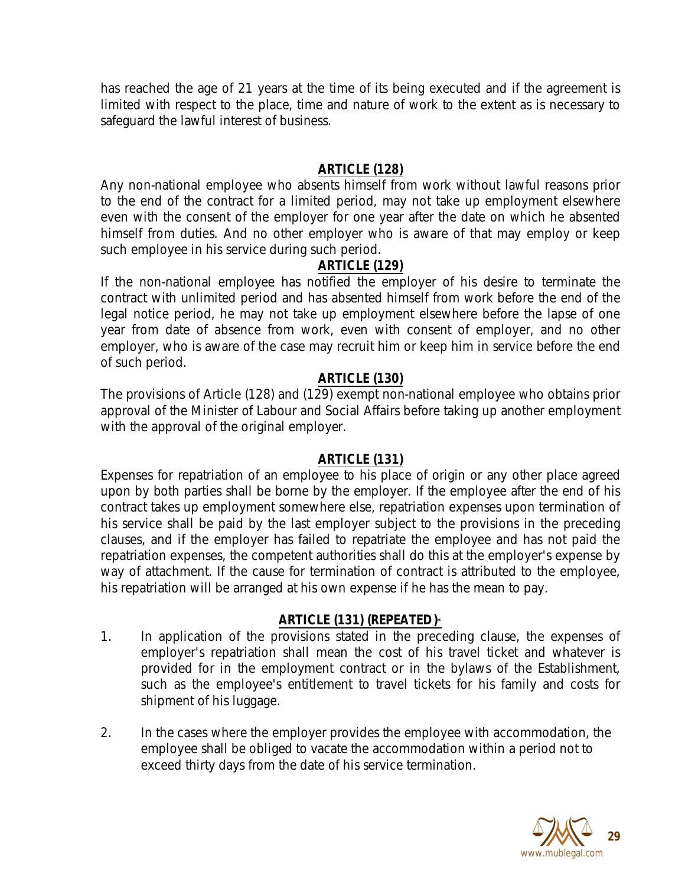has reached the age of 21 years at the time of its being executed and if the agreement is limited with respect to the place, time and nature of work to the extent as is necessary to safeguard the lawful interest of business.

## ARTICLE (128)

Any non-national employee who absents himself from work without lawful reasons prior to the end of the contract for a limited period, may not take up employment elsewhere even with the consent of the employer for one year after the date on which he absented himself from duties. And no other employer who is aware of that may employ or keep such employee in his service during such period.

## ARTICLE (129)

If the non-national employee has notified the employer of his desire to terminate the contract with unlimited period and has absented himself from work before the end of the legal notice period, he may not take up employment elsewhere before the lapse of one year from date of absence from work, even with consent of employer, and no other employer, who is aware of the case may recruit him or keep him in service before the end of such period.

## ARTICLE (130)

The provisions of Article (128) and (129) exempt non-national employee who obtains prior approval of the Minister of Labour and Social Affairs before taking up another employment with the approval of the original employer.

## ARTICLE (131)

Expenses for repatriation of an employee to his place of origin or any other place agreed upon by both parties shall be borne by the employer. If the employee after the end of his contract takes up employment somewhere else, repatriation expenses upon termination of his service shall be paid by the last employer subject to the provisions in the preceding clauses, and if the employer has failed to repatriate the employee and has not paid the repatriation expenses, the competent authorities shall do this at the employer's expense by way of attachment. If the cause for termination of contract is attributed to the employee, his repatriation will be arranged at his own expense if he has the mean to pay.

## ARTICLE (131) (REPEATED)*

1. In application of the provisions stated in the preceding clause, the expenses of employer's repatriation shall mean the cost of his travel ticket and whatever is provided for in the employment contract or in the bylaws of the Establishment, such as the employee's entitlement to travel tickets for his family and costs for shipment of his luggage.

2. In the cases where the employer provides the employee with accommodation, the employee shall be obliged to vacate the accommodation within a period not to exceed thirty days from the date of his service termination.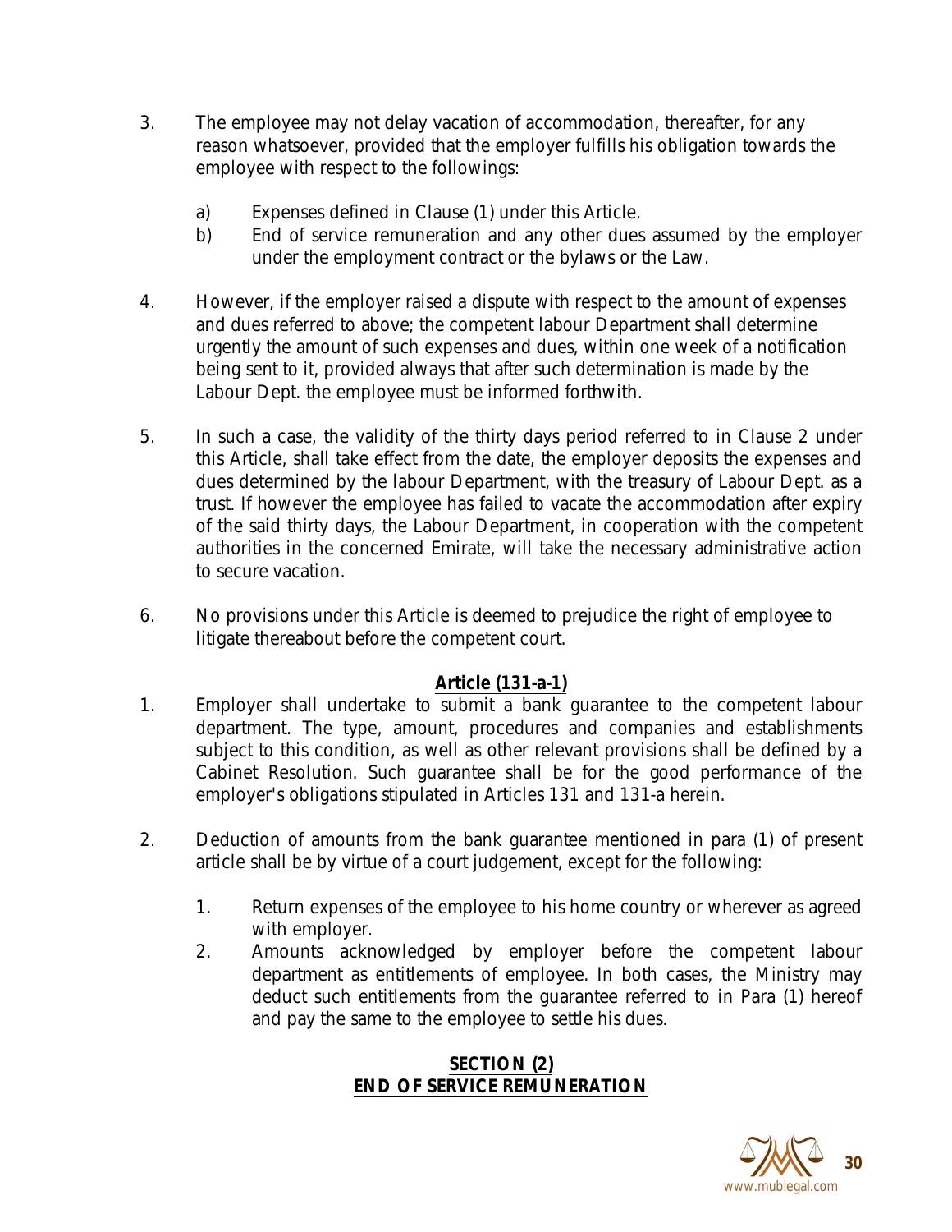3. The employee may not delay vacation of accommodation, thereafter, for any reason whatsoever, provided that the employer fulfills his obligation towards the employee with respect to the followings:

   a) Expenses defined in Clause (1) under this Article.
   b) End of service remuneration and any other dues assumed by the employer under the employment contract or the bylaws or the Law.

4. However, if the employer raised a dispute with respect to the amount of expenses and dues referred to above; the competent labour Department shall determine urgently the amount of such expenses and dues, within one week of a notification being sent to it, provided always that after such determination is made by the Labour Dept. the employee must be informed forthwith.

5. In such a case, the validity of the thirty days period referred to in Clause 2 under this Article, shall take effect from the date, the employer deposits the expenses and dues determined by the labour Department, with the treasury of Labour Dept. as a trust. If however the employee has failed to vacate the accommodation after expiry of the said thirty days, the Labour Department, in cooperation with the competent authorities in the concerned Emirate, will take the necessary administrative action to secure vacation.

6. No provisions under this Article is deemed to prejudice the right of employee to litigate thereabout before the competent court.

## Article (131-a-1)

1. Employer shall undertake to submit a bank guarantee to the competent labour department. The type, amount, procedures and companies and establishments subject to this condition, as well as other relevant provisions shall be defined by a Cabinet Resolution. Such guarantee shall be for the good performance of the employer's obligations stipulated in Articles 131 and 131-a herein.

2. Deduction of amounts from the bank guarantee mentioned in para (1) of present article shall be by virtue of a court judgement, except for the following:

   1. Return expenses of the employee to his home country or wherever as agreed with employer.
   2. Amounts acknowledged by employer before the competent labour department as entitlements of employee. In both cases, the Ministry may deduct such entitlements from the guarantee referred to in Para (1) hereof and pay the same to the employee to settle his dues.

## SECTION (2)
## END OF SERVICE REMUNERATION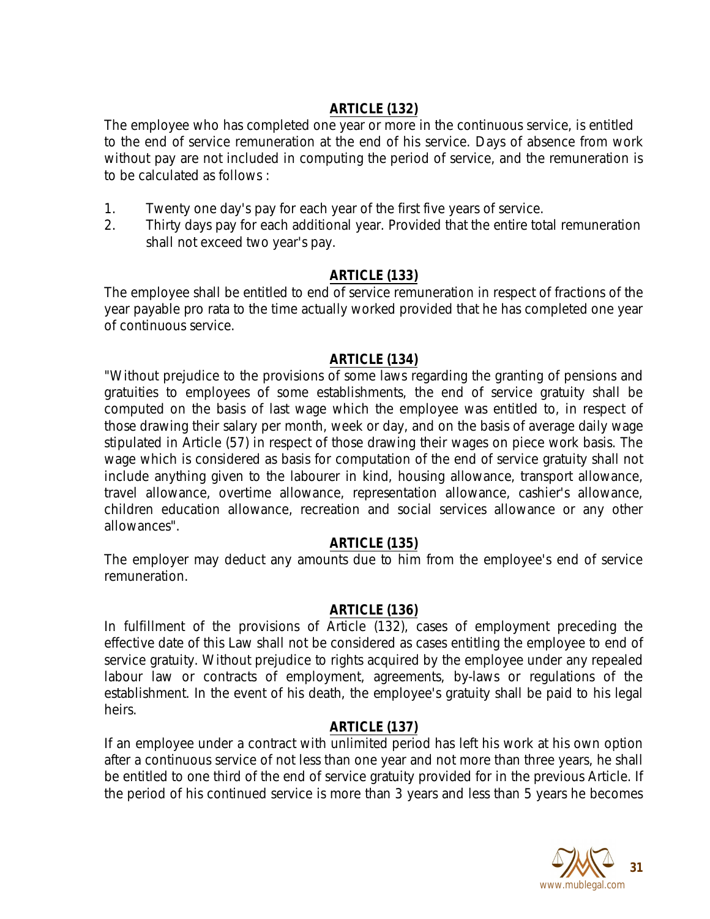## ARTICLE (132)

The employee who has completed one year or more in the continuous service, is entitled to the end of service remuneration at the end of his service. Days of absence from work without pay are not included in computing the period of service, and the remuneration is to be calculated as follows :

1. Twenty one day's pay for each year of the first five years of service.
2. Thirty days pay for each additional year. Provided that the entire total remuneration shall not exceed two year's pay.

## ARTICLE (133)

The employee shall be entitled to end of service remuneration in respect of fractions of the year payable pro rata to the time actually worked provided that he has completed one year of continuous service.

## ARTICLE (134)

"Without prejudice to the provisions of some laws regarding the granting of pensions and gratuities to employees of some establishments, the end of service gratuity shall be computed on the basis of last wage which the employee was entitled to, in respect of those drawing their salary per month, week or day, and on the basis of average daily wage stipulated in Article (57) in respect of those drawing their wages on piece work basis. The wage which is considered as basis for computation of the end of service gratuity shall not include anything given to the labourer in kind, housing allowance, transport allowance, travel allowance, overtime allowance, representation allowance, cashier's allowance, children education allowance, recreation and social services allowance or any other allowances".

## ARTICLE (135)

The employer may deduct any amounts due to him from the employee's end of service remuneration.

## ARTICLE (136)

In fulfillment of the provisions of Article (132), cases of employment preceding the effective date of this Law shall not be considered as cases entitling the employee to end of service gratuity. Without prejudice to rights acquired by the employee under any repealed labour law or contracts of employment, agreements, by-laws or regulations of the establishment. In the event of his death, the employee's gratuity shall be paid to his legal heirs.

## ARTICLE (137)

If an employee under a contract with unlimited period has left his work at his own option after a continuous service of not less than one year and not more than three years, he shall be entitled to one third of the end of service gratuity provided for in the previous Article. If the period of his continued service is more than 3 years and less than 5 years he becomes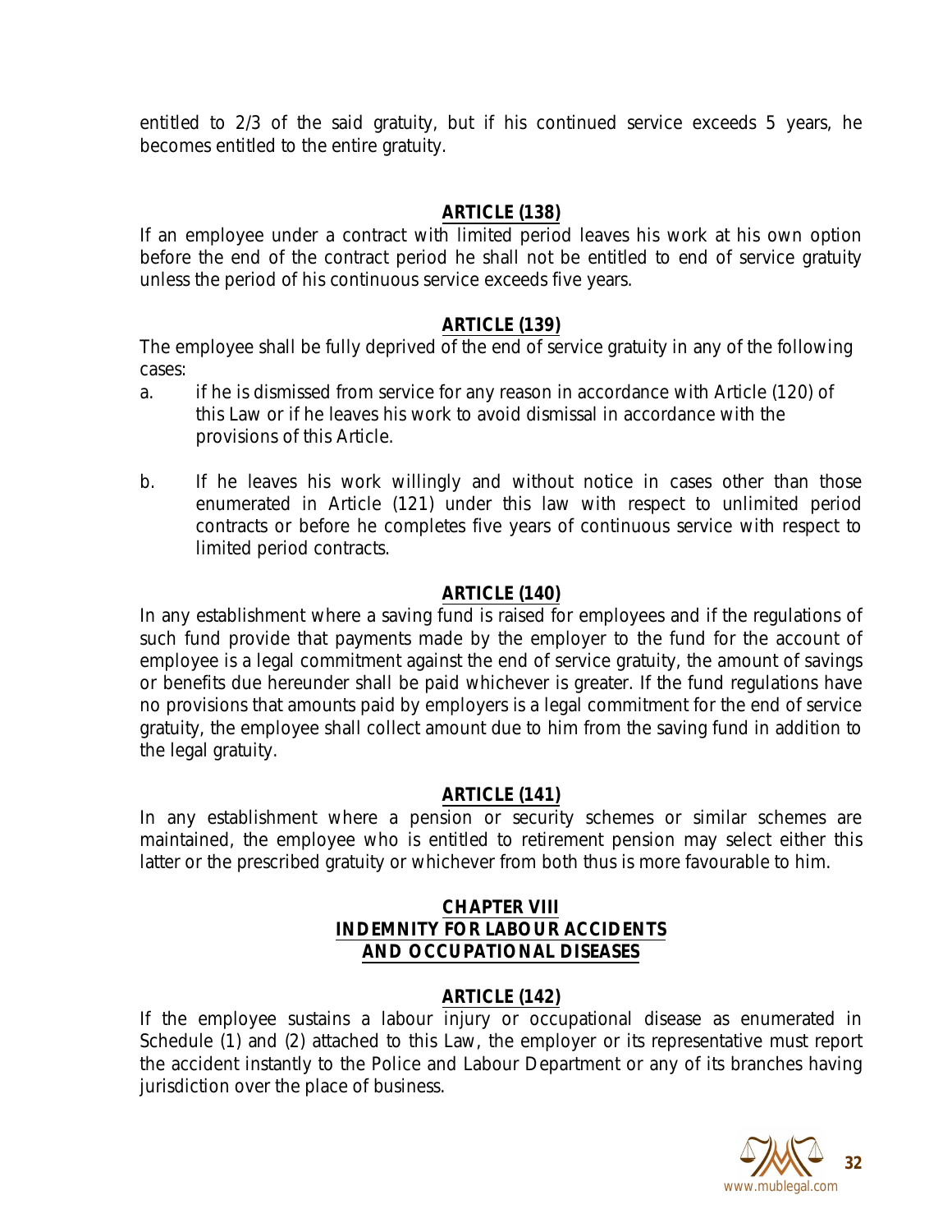entitled to 2/3 of the said gratuity, but if his continued service exceeds 5 years, he becomes entitled to the entire gratuity.

## ARTICLE (138)

If an employee under a contract with limited period leaves his work at his own option before the end of the contract period he shall not be entitled to end of service gratuity unless the period of his continuous service exceeds five years.

## ARTICLE (139)

The employee shall be fully deprived of the end of service gratuity in any of the following cases:

a. if he is dismissed from service for any reason in accordance with Article (120) of this Law or if he leaves his work to avoid dismissal in accordance with the provisions of this Article.

b. If he leaves his work willingly and without notice in cases other than those enumerated in Article (121) under this law with respect to unlimited period contracts or before he completes five years of continuous service with respect to limited period contracts.

## ARTICLE (140)

In any establishment where a saving fund is raised for employees and if the regulations of such fund provide that payments made by the employer to the fund for the account of employee is a legal commitment against the end of service gratuity, the amount of savings or benefits due hereunder shall be paid whichever is greater. If the fund regulations have no provisions that amounts paid by employers is a legal commitment for the end of service gratuity, the employee shall collect amount due to him from the saving fund in addition to the legal gratuity.

## ARTICLE (141)

In any establishment where a pension or security schemes or similar schemes are maintained, the employee who is entitled to retirement pension may select either this latter or the prescribed gratuity or whichever from both thus is more favourable to him.

# CHAPTER VIII
# INDEMNITY FOR LABOUR ACCIDENTS AND OCCUPATIONAL DISEASES

## ARTICLE (142)

If the employee sustains a labour injury or occupational disease as enumerated in Schedule (1) and (2) attached to this Law, the employer or its representative must report the accident instantly to the Police and Labour Department or any of its branches having jurisdiction over the place of business.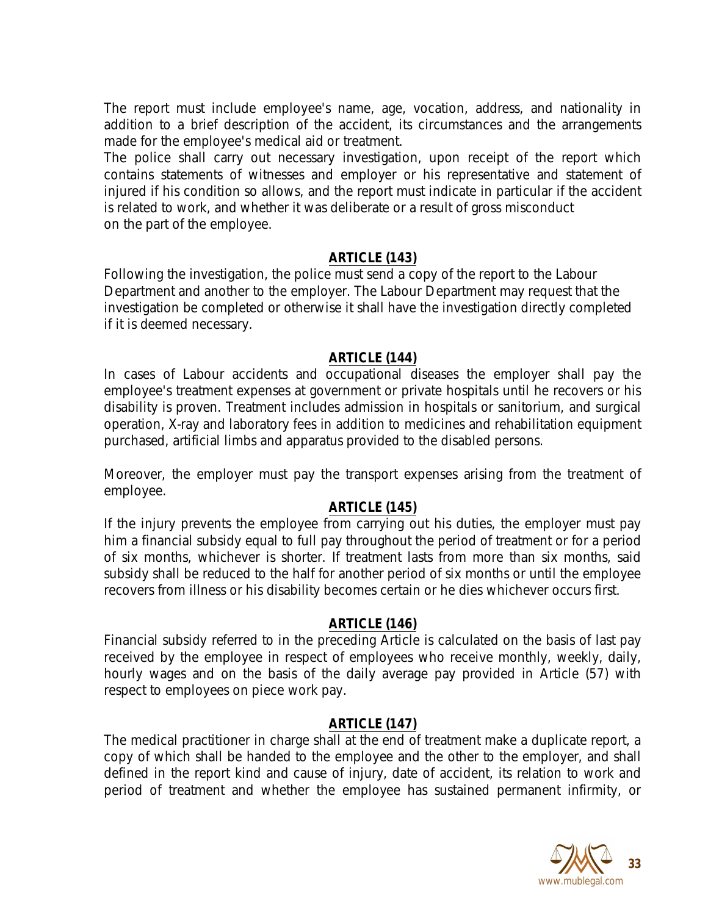The report must include employee's name, age, vocation, address, and nationality in addition to a brief description of the accident, its circumstances and the arrangements made for the employee's medical aid or treatment.

The police shall carry out necessary investigation, upon receipt of the report which contains statements of witnesses and employer or his representative and statement of injured if his condition so allows, and the report must indicate in particular if the accident is related to work, and whether it was deliberate or a result of gross misconduct on the part of the employee.

## ARTICLE (143)

Following the investigation, the police must send a copy of the report to the Labour Department and another to the employer. The Labour Department may request that the investigation be completed or otherwise it shall have the investigation directly completed if it is deemed necessary.

## ARTICLE (144)

In cases of Labour accidents and occupational diseases the employer shall pay the employee's treatment expenses at government or private hospitals until he recovers or his disability is proven. Treatment includes admission in hospitals or sanitorium, and surgical operation, X-ray and laboratory fees in addition to medicines and rehabilitation equipment purchased, artificial limbs and apparatus provided to the disabled persons.

Moreover, the employer must pay the transport expenses arising from the treatment of employee.

## ARTICLE (145)

If the injury prevents the employee from carrying out his duties, the employer must pay him a financial subsidy equal to full pay throughout the period of treatment or for a period of six months, whichever is shorter. If treatment lasts from more than six months, said subsidy shall be reduced to the half for another period of six months or until the employee recovers from illness or his disability becomes certain or he dies whichever occurs first.

## ARTICLE (146)

Financial subsidy referred to in the preceding Article is calculated on the basis of last pay received by the employee in respect of employees who receive monthly, weekly, daily, hourly wages and on the basis of the daily average pay provided in Article (57) with respect to employees on piece work pay.

## ARTICLE (147)

The medical practitioner in charge shall at the end of treatment make a duplicate report, a copy of which shall be handed to the employee and the other to the employer, and shall defined in the report kind and cause of injury, date of accident, its relation to work and period of treatment and whether the employee has sustained permanent infirmity, or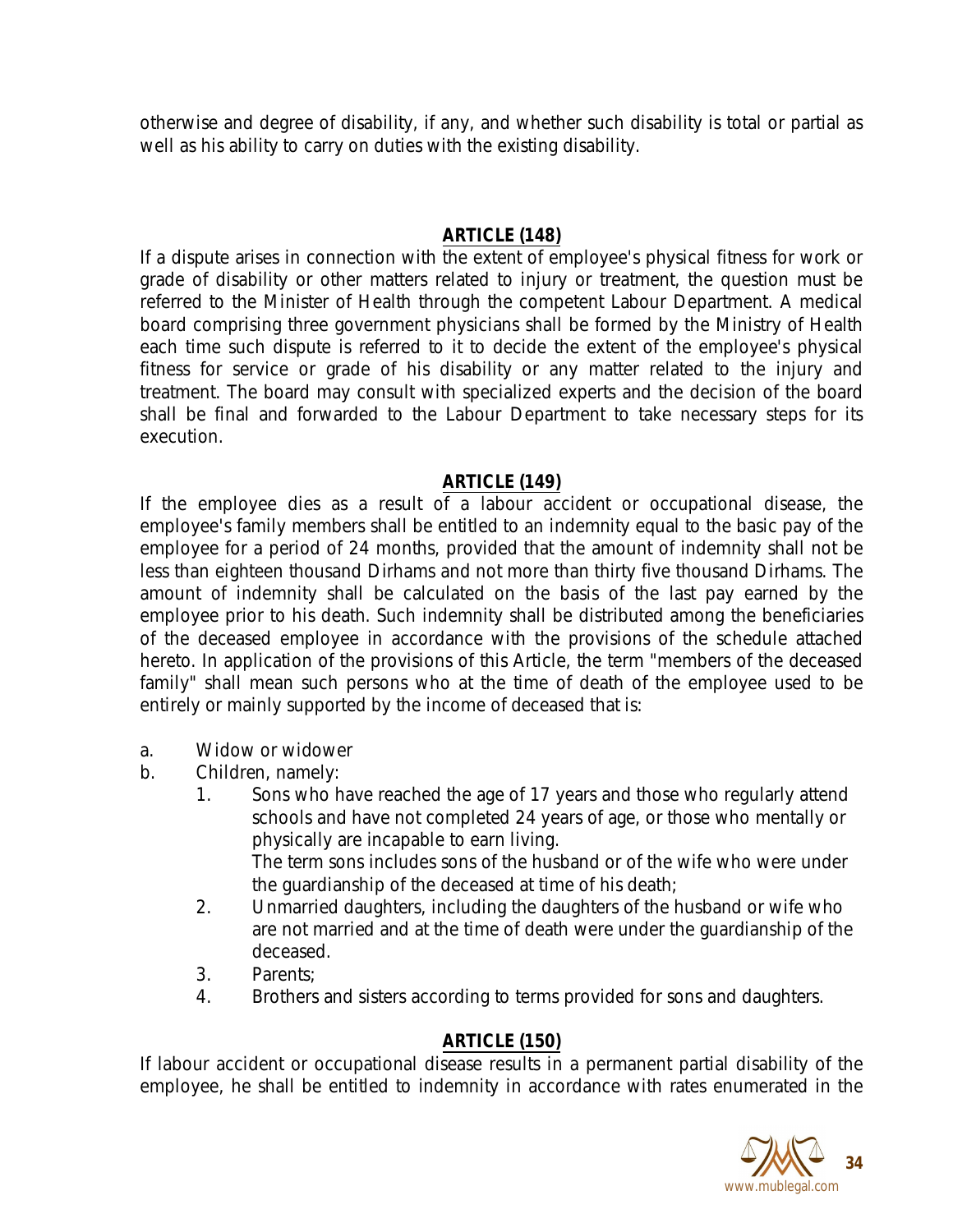otherwise and degree of disability, if any, and whether such disability is total or partial as well as his ability to carry on duties with the existing disability.

## ARTICLE (148)

If a dispute arises in connection with the extent of employee's physical fitness for work or grade of disability or other matters related to injury or treatment, the question must be referred to the Minister of Health through the competent Labour Department. A medical board comprising three government physicians shall be formed by the Ministry of Health each time such dispute is referred to it to decide the extent of the employee's physical fitness for service or grade of his disability or any matter related to the injury and treatment. The board may consult with specialized experts and the decision of the board shall be final and forwarded to the Labour Department to take necessary steps for its execution.

## ARTICLE (149)

If the employee dies as a result of a labour accident or occupational disease, the employee's family members shall be entitled to an indemnity equal to the basic pay of the employee for a period of 24 months, provided that the amount of indemnity shall not be less than eighteen thousand Dirhams and not more than thirty five thousand Dirhams. The amount of indemnity shall be calculated on the basis of the last pay earned by the employee prior to his death. Such indemnity shall be distributed among the beneficiaries of the deceased employee in accordance with the provisions of the schedule attached hereto. In application of the provisions of this Article, the term "members of the deceased family" shall mean such persons who at the time of death of the employee used to be entirely or mainly supported by the income of deceased that is:

a. Widow or widower
b. Children, namely:
    1. Sons who have reached the age of 17 years and those who regularly attend schools and have not completed 24 years of age, or those who mentally or physically are incapable to earn living.
       The term sons includes sons of the husband or of the wife who were under the guardianship of the deceased at time of his death;
    2. Unmarried daughters, including the daughters of the husband or wife who are not married and at the time of death were under the guardianship of the deceased.
    3. Parents;
    4. Brothers and sisters according to terms provided for sons and daughters.

## ARTICLE (150)

If labour accident or occupational disease results in a permanent partial disability of the employee, he shall be entitled to indemnity in accordance with rates enumerated in the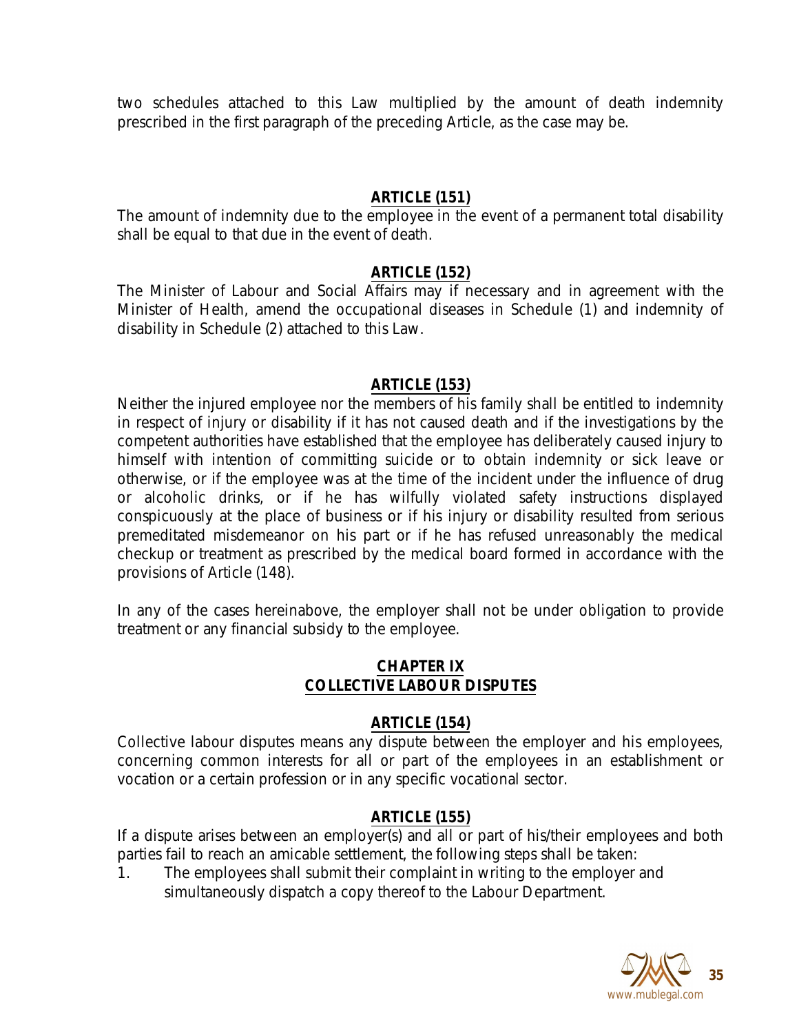two schedules attached to this Law multiplied by the amount of death indemnity prescribed in the first paragraph of the preceding Article, as the case may be.

### ARTICLE (151)

The amount of indemnity due to the employee in the event of a permanent total disability shall be equal to that due in the event of death.

### ARTICLE (152)

The Minister of Labour and Social Affairs may if necessary and in agreement with the Minister of Health, amend the occupational diseases in Schedule (1) and indemnity of disability in Schedule (2) attached to this Law.

### ARTICLE (153)

Neither the injured employee nor the members of his family shall be entitled to indemnity in respect of injury or disability if it has not caused death and if the investigations by the competent authorities have established that the employee has deliberately caused injury to himself with intention of committing suicide or to obtain indemnity or sick leave or otherwise, or if the employee was at the time of the incident under the influence of drug or alcoholic drinks, or if he has wilfully violated safety instructions displayed conspicuously at the place of business or if his injury or disability resulted from serious premeditated misdemeanor on his part or if he has refused unreasonably the medical checkup or treatment as prescribed by the medical board formed in accordance with the provisions of Article (148).

In any of the cases hereinabove, the employer shall not be under obligation to provide treatment or any financial subsidy to the employee.

## CHAPTER IX
## COLLECTIVE LABOUR DISPUTES

### ARTICLE (154)

Collective labour disputes means any dispute between the employer and his employees, concerning common interests for all or part of the employees in an establishment or vocation or a certain profession or in any specific vocational sector.

### ARTICLE (155)

If a dispute arises between an employer(s) and all or part of his/their employees and both parties fail to reach an amicable settlement, the following steps shall be taken:

1. The employees shall submit their complaint in writing to the employer and simultaneously dispatch a copy thereof to the Labour Department.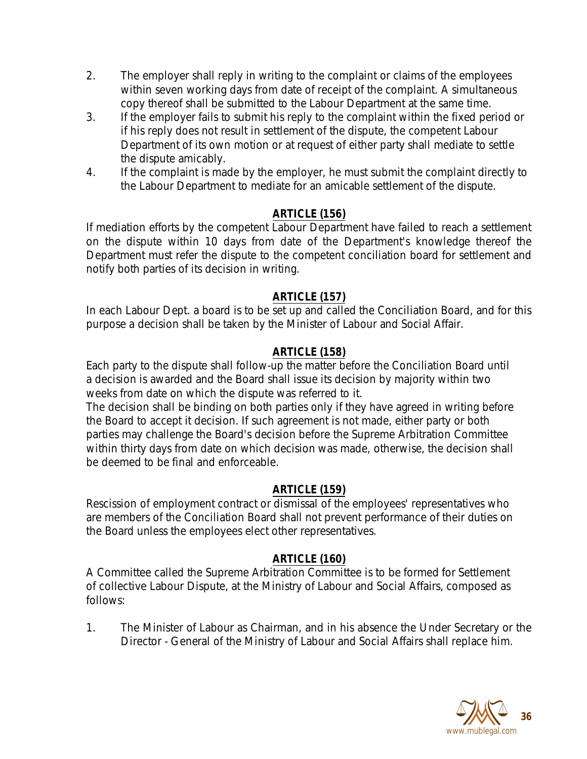2. The employer shall reply in writing to the complaint or claims of the employees within seven working days from date of receipt of the complaint. A simultaneous copy thereof shall be submitted to the Labour Department at the same time.
3. If the employer fails to submit his reply to the complaint within the fixed period or if his reply does not result in settlement of the dispute, the competent Labour Department of its own motion or at request of either party shall mediate to settle the dispute amicably.
4. If the complaint is made by the employer, he must submit the complaint directly to the Labour Department to mediate for an amicable settlement of the dispute.

## ARTICLE (156)

If mediation efforts by the competent Labour Department have failed to reach a settlement on the dispute within 10 days from date of the Department's knowledge thereof the Department must refer the dispute to the competent conciliation board for settlement and notify both parties of its decision in writing.

## ARTICLE (157)

In each Labour Dept. a board is to be set up and called the Conciliation Board, and for this purpose a decision shall be taken by the Minister of Labour and Social Affair.

## ARTICLE (158)

Each party to the dispute shall follow-up the matter before the Conciliation Board until a decision is awarded and the Board shall issue its decision by majority within two weeks from date on which the dispute was referred to it.

The decision shall be binding on both parties only if they have agreed in writing before the Board to accept it decision. If such agreement is not made, either party or both parties may challenge the Board's decision before the Supreme Arbitration Committee within thirty days from date on which decision was made, otherwise, the decision shall be deemed to be final and enforceable.

## ARTICLE (159)

Rescission of employment contract or dismissal of the employees' representatives who are members of the Conciliation Board shall not prevent performance of their duties on the Board unless the employees elect other representatives.

## ARTICLE (160)

A Committee called the Supreme Arbitration Committee is to be formed for Settlement of collective Labour Dispute, at the Ministry of Labour and Social Affairs, composed as follows:

1. The Minister of Labour as Chairman, and in his absence the Under Secretary or the Director - General of the Ministry of Labour and Social Affairs shall replace him.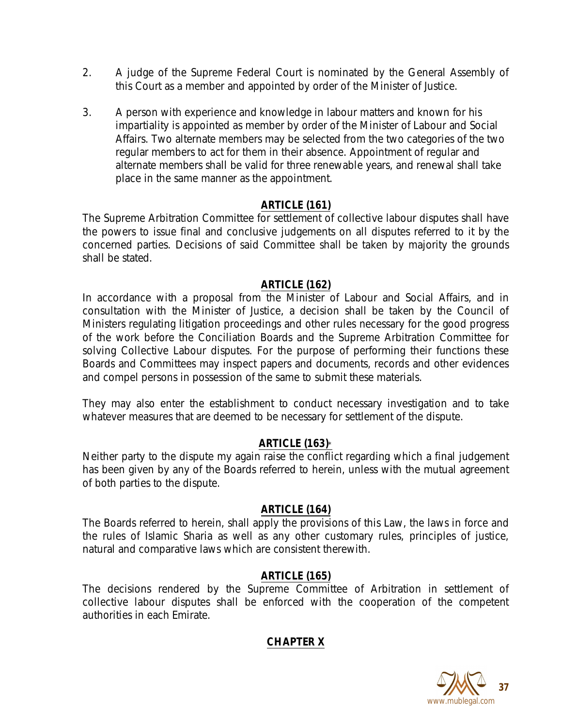2. A judge of the Supreme Federal Court is nominated by the General Assembly of this Court as a member and appointed by order of the Minister of Justice.

3. A person with experience and knowledge in labour matters and known for his impartiality is appointed as member by order of the Minister of Labour and Social Affairs. Two alternate members may be selected from the two categories of the two regular members to act for them in their absence. Appointment of regular and alternate members shall be valid for three renewable years, and renewal shall take place in the same manner as the appointment.

**ARTICLE (161)**

The Supreme Arbitration Committee for settlement of collective labour disputes shall have the powers to issue final and conclusive judgements on all disputes referred to it by the concerned parties. Decisions of said Committee shall be taken by majority the grounds shall be stated.

**ARTICLE (162)**

In accordance with a proposal from the Minister of Labour and Social Affairs, and in consultation with the Minister of Justice, a decision shall be taken by the Council of Ministers regulating litigation proceedings and other rules necessary for the good progress of the work before the Conciliation Boards and the Supreme Arbitration Committee for solving Collective Labour disputes. For the purpose of performing their functions these Boards and Committees may inspect papers and documents, records and other evidences and compel persons in possession of the same to submit these materials.

They may also enter the establishment to conduct necessary investigation and to take whatever measures that are deemed to be necessary for settlement of the dispute.

**ARTICLE (163)***

Neither party to the dispute my again raise the conflict regarding which a final judgement has been given by any of the Boards referred to herein, unless with the mutual agreement of both parties to the dispute.

**ARTICLE (164)**

The Boards referred to herein, shall apply the provisions of this Law, the laws in force and the rules of Islamic Sharia as well as any other customary rules, principles of justice, natural and comparative laws which are consistent therewith.

**ARTICLE (165)**

The decisions rendered by the Supreme Committee of Arbitration in settlement of collective labour disputes shall be enforced with the cooperation of the competent authorities in each Emirate.

**CHAPTER X**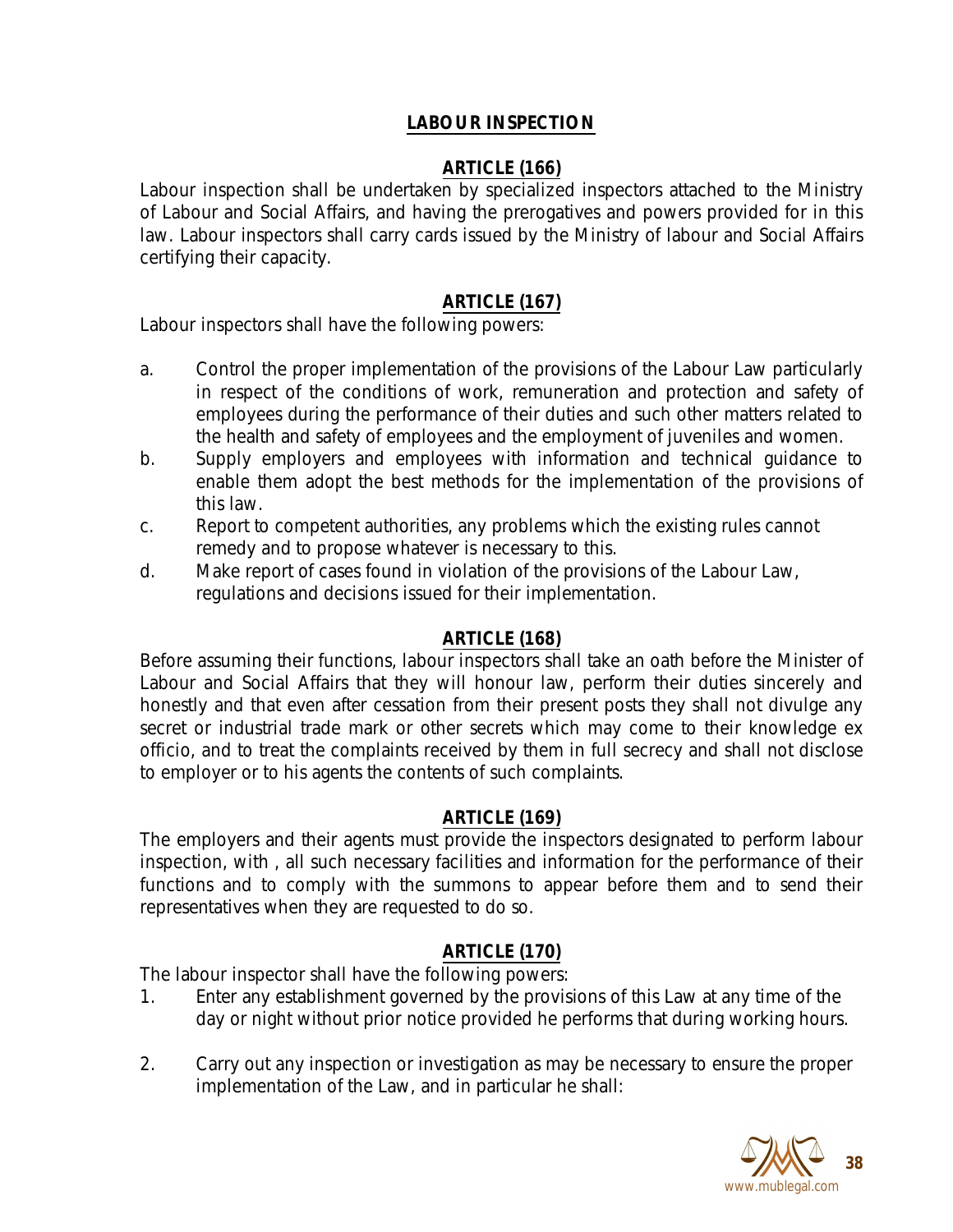## LABOUR INSPECTION

### ARTICLE (166)

Labour inspection shall be undertaken by specialized inspectors attached to the Ministry of Labour and Social Affairs, and having the prerogatives and powers provided for in this law. Labour inspectors shall carry cards issued by the Ministry of labour and Social Affairs certifying their capacity.

### ARTICLE (167)

Labour inspectors shall have the following powers:

a. Control the proper implementation of the provisions of the Labour Law particularly in respect of the conditions of work, remuneration and protection and safety of employees during the performance of their duties and such other matters related to the health and safety of employees and the employment of juveniles and women.
b. Supply employers and employees with information and technical guidance to enable them adopt the best methods for the implementation of the provisions of this law.
c. Report to competent authorities, any problems which the existing rules cannot remedy and to propose whatever is necessary to this.
d. Make report of cases found in violation of the provisions of the Labour Law, regulations and decisions issued for their implementation.

### ARTICLE (168)

Before assuming their functions, labour inspectors shall take an oath before the Minister of Labour and Social Affairs that they will honour law, perform their duties sincerely and honestly and that even after cessation from their present posts they shall not divulge any secret or industrial trade mark or other secrets which may come to their knowledge ex officio, and to treat the complaints received by them in full secrecy and shall not disclose to employer or to his agents the contents of such complaints.

### ARTICLE (169)

The employers and their agents must provide the inspectors designated to perform labour inspection, with , all such necessary facilities and information for the performance of their functions and to comply with the summons to appear before them and to send their representatives when they are requested to do so.

### ARTICLE (170)

The labour inspector shall have the following powers:

1. Enter any establishment governed by the provisions of this Law at any time of the day or night without prior notice provided he performs that during working hours.

2. Carry out any inspection or investigation as may be necessary to ensure the proper implementation of the Law, and in particular he shall: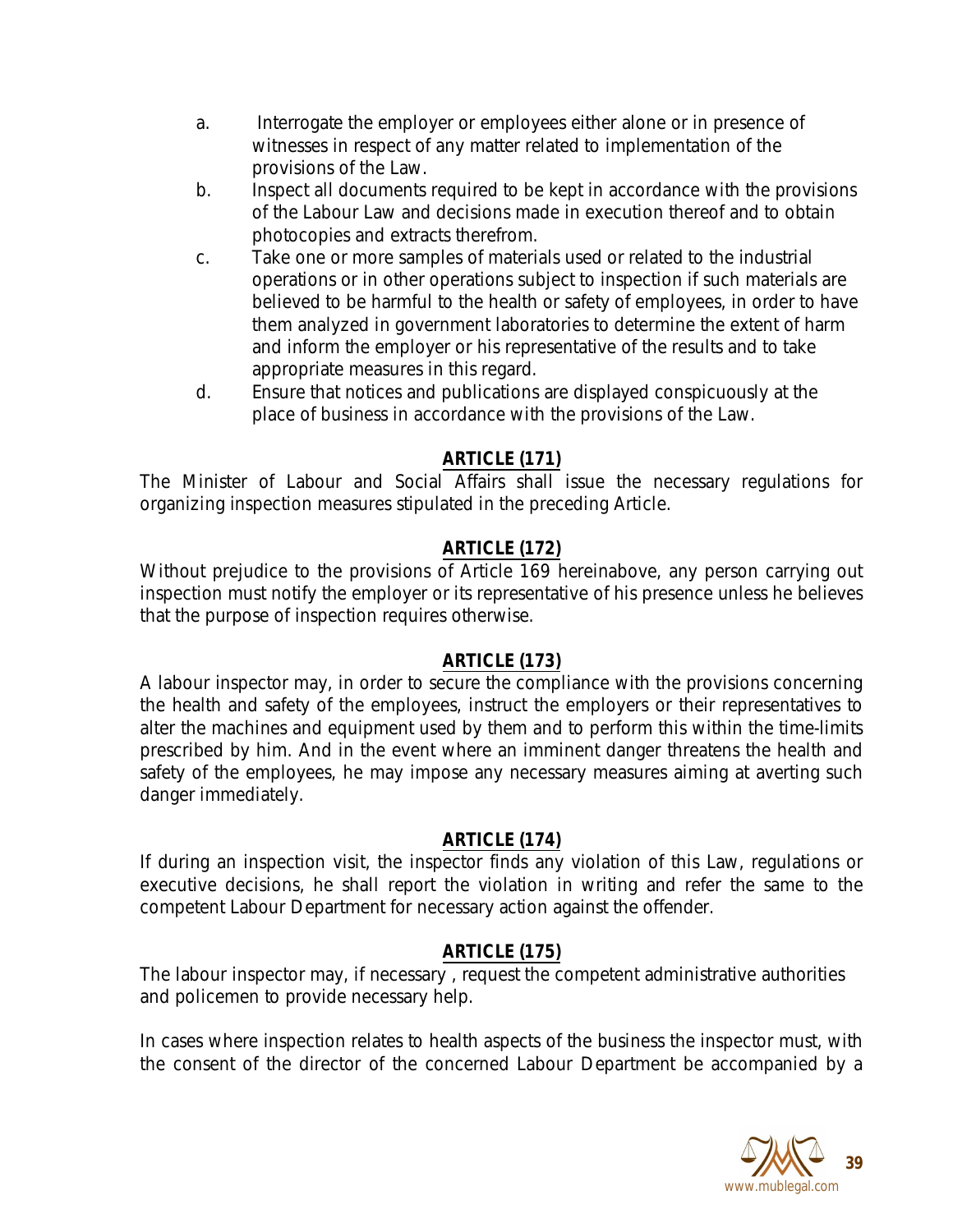a. Interrogate the employer or employees either alone or in presence of witnesses in respect of any matter related to implementation of the provisions of the Law.

b. Inspect all documents required to be kept in accordance with the provisions of the Labour Law and decisions made in execution thereof and to obtain photocopies and extracts therefrom.

c. Take one or more samples of materials used or related to the industrial operations or in other operations subject to inspection if such materials are believed to be harmful to the health or safety of employees, in order to have them analyzed in government laboratories to determine the extent of harm and inform the employer or his representative of the results and to take appropriate measures in this regard.

d. Ensure that notices and publications are displayed conspicuously at the place of business in accordance with the provisions of the Law.

## ARTICLE (171)

The Minister of Labour and Social Affairs shall issue the necessary regulations for organizing inspection measures stipulated in the preceding Article.

## ARTICLE (172)

Without prejudice to the provisions of Article 169 hereinabove, any person carrying out inspection must notify the employer or its representative of his presence unless he believes that the purpose of inspection requires otherwise.

## ARTICLE (173)

A labour inspector may, in order to secure the compliance with the provisions concerning the health and safety of the employees, instruct the employers or their representatives to alter the machines and equipment used by them and to perform this within the time-limits prescribed by him. And in the event where an imminent danger threatens the health and safety of the employees, he may impose any necessary measures aiming at averting such danger immediately.

## ARTICLE (174)

If during an inspection visit, the inspector finds any violation of this Law, regulations or executive decisions, he shall report the violation in writing and refer the same to the competent Labour Department for necessary action against the offender.

## ARTICLE (175)

The labour inspector may, if necessary , request the competent administrative authorities and policemen to provide necessary help.

In cases where inspection relates to health aspects of the business the inspector must, with the consent of the director of the concerned Labour Department be accompanied by a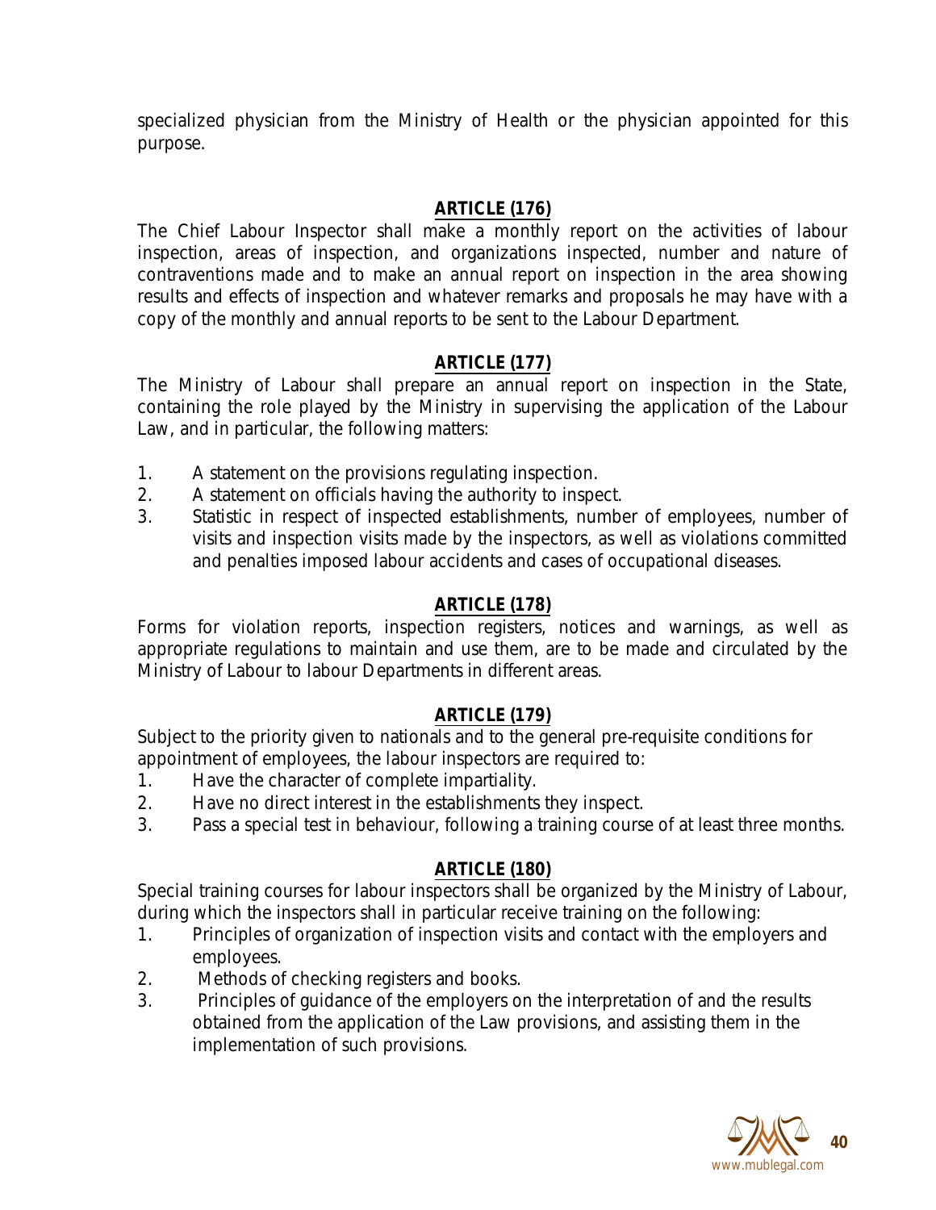specialized physician from the Ministry of Health or the physician appointed for this purpose.

## ARTICLE (176)

The Chief Labour Inspector shall make a monthly report on the activities of labour inspection, areas of inspection, and organizations inspected, number and nature of contraventions made and to make an annual report on inspection in the area showing results and effects of inspection and whatever remarks and proposals he may have with a copy of the monthly and annual reports to be sent to the Labour Department.

## ARTICLE (177)

The Ministry of Labour shall prepare an annual report on inspection in the State, containing the role played by the Ministry in supervising the application of the Labour Law, and in particular, the following matters:

1. A statement on the provisions regulating inspection.
2. A statement on officials having the authority to inspect.
3. Statistic in respect of inspected establishments, number of employees, number of visits and inspection visits made by the inspectors, as well as violations committed and penalties imposed labour accidents and cases of occupational diseases.

## ARTICLE (178)

Forms for violation reports, inspection registers, notices and warnings, as well as appropriate regulations to maintain and use them, are to be made and circulated by the Ministry of Labour to labour Departments in different areas.

## ARTICLE (179)

Subject to the priority given to nationals and to the general pre-requisite conditions for appointment of employees, the labour inspectors are required to:

1. Have the character of complete impartiality.
2. Have no direct interest in the establishments they inspect.
3. Pass a special test in behaviour, following a training course of at least three months.

## ARTICLE (180)

Special training courses for labour inspectors shall be organized by the Ministry of Labour, during which the inspectors shall in particular receive training on the following:

1. Principles of organization of inspection visits and contact with the employers and employees.
2. Methods of checking registers and books.
3. Principles of guidance of the employers on the interpretation of and the results obtained from the application of the Law provisions, and assisting them in the implementation of such provisions.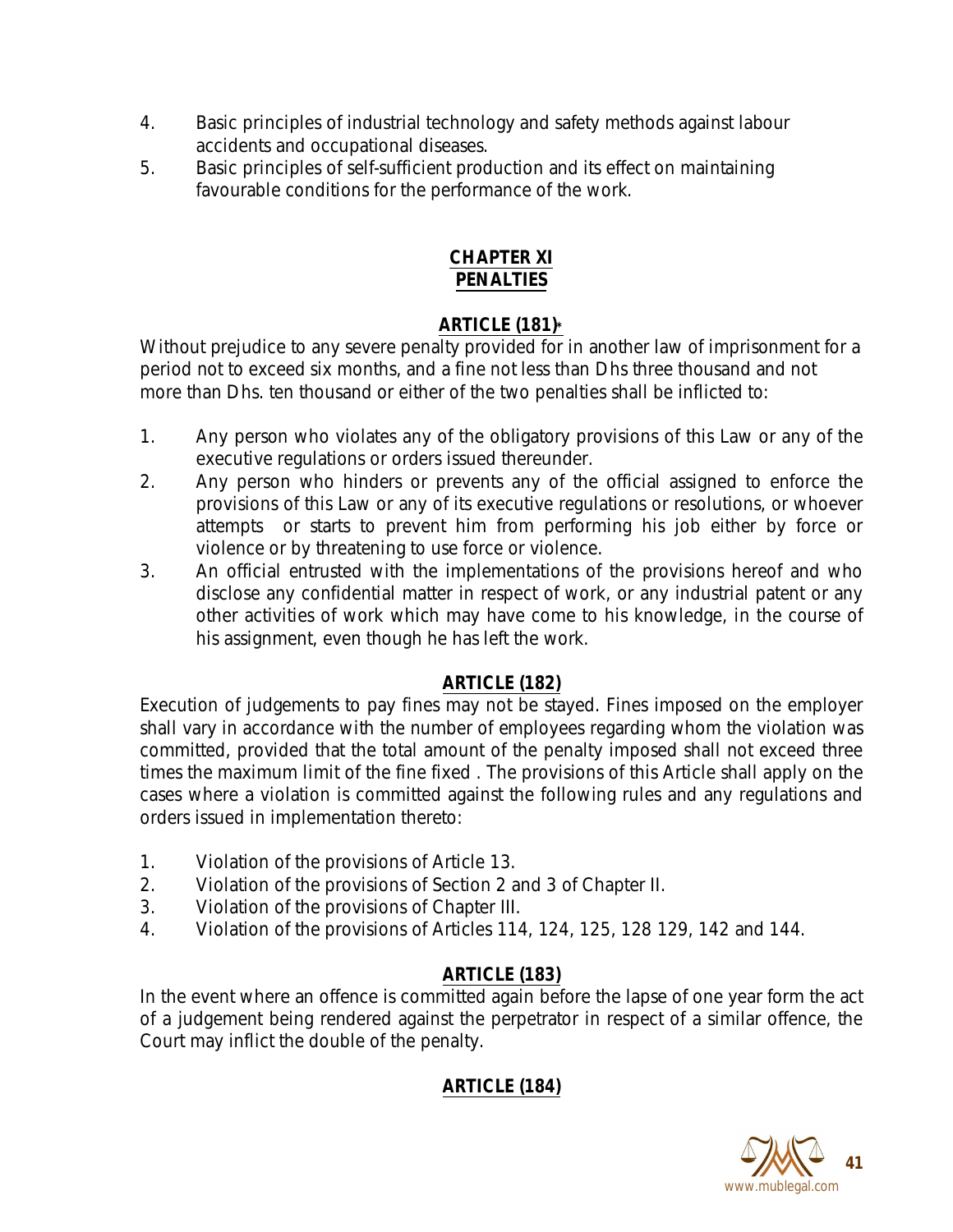4. Basic principles of industrial technology and safety methods against labour accidents and occupational diseases.
5. Basic principles of self-sufficient production and its effect on maintaining favourable conditions for the performance of the work.

## CHAPTER XI
## PENALTIES

### ARTICLE (181)*

Without prejudice to any severe penalty provided for in another law of imprisonment for a period not to exceed six months, and a fine not less than Dhs three thousand and not more than Dhs. ten thousand or either of the two penalties shall be inflicted to:

1. Any person who violates any of the obligatory provisions of this Law or any of the executive regulations or orders issued thereunder.
2. Any person who hinders or prevents any of the official assigned to enforce the provisions of this Law or any of its executive regulations or resolutions, or whoever attempts or starts to prevent him from performing his job either by force or violence or by threatening to use force or violence.
3. An official entrusted with the implementations of the provisions hereof and who disclose any confidential matter in respect of work, or any industrial patent or any other activities of work which may have come to his knowledge, in the course of his assignment, even though he has left the work.

### ARTICLE (182)

Execution of judgements to pay fines may not be stayed. Fines imposed on the employer shall vary in accordance with the number of employees regarding whom the violation was committed, provided that the total amount of the penalty imposed shall not exceed three times the maximum limit of the fine fixed . The provisions of this Article shall apply on the cases where a violation is committed against the following rules and any regulations and orders issued in implementation thereto:

1. Violation of the provisions of Article 13.
2. Violation of the provisions of Section 2 and 3 of Chapter II.
3. Violation of the provisions of Chapter III.
4. Violation of the provisions of Articles 114, 124, 125, 128 129, 142 and 144.

### ARTICLE (183)

In the event where an offence is committed again before the lapse of one year form the act of a judgement being rendered against the perpetrator in respect of a similar offence, the Court may inflict the double of the penalty.

### ARTICLE (184)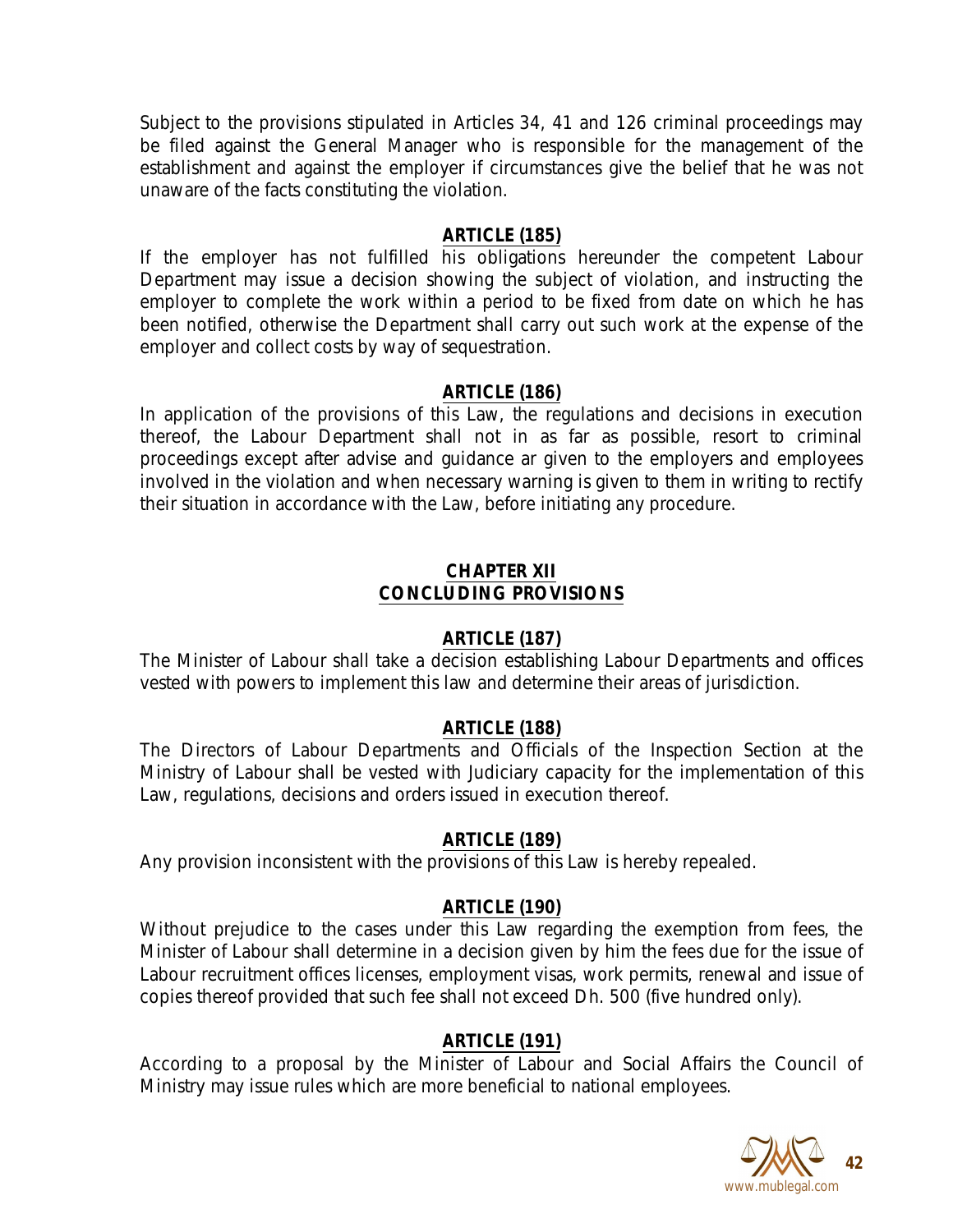Subject to the provisions stipulated in Articles 34, 41 and 126 criminal proceedings may be filed against the General Manager who is responsible for the management of the establishment and against the employer if circumstances give the belief that he was not unaware of the facts constituting the violation.

## ARTICLE (185)

If the employer has not fulfilled his obligations hereunder the competent Labour Department may issue a decision showing the subject of violation, and instructing the employer to complete the work within a period to be fixed from date on which he has been notified, otherwise the Department shall carry out such work at the expense of the employer and collect costs by way of sequestration.

## ARTICLE (186)

In application of the provisions of this Law, the regulations and decisions in execution thereof, the Labour Department shall not in as far as possible, resort to criminal proceedings except after advise and guidance ar given to the employers and employees involved in the violation and when necessary warning is given to them in writing to rectify their situation in accordance with the Law, before initiating any procedure.

# CHAPTER XII
# CONCLUDING PROVISIONS

## ARTICLE (187)

The Minister of Labour shall take a decision establishing Labour Departments and offices vested with powers to implement this law and determine their areas of jurisdiction.

## ARTICLE (188)

The Directors of Labour Departments and Officials of the Inspection Section at the Ministry of Labour shall be vested with Judiciary capacity for the implementation of this Law, regulations, decisions and orders issued in execution thereof.

## ARTICLE (189)

Any provision inconsistent with the provisions of this Law is hereby repealed.

## ARTICLE (190)

Without prejudice to the cases under this Law regarding the exemption from fees, the Minister of Labour shall determine in a decision given by him the fees due for the issue of Labour recruitment offices licenses, employment visas, work permits, renewal and issue of copies thereof provided that such fee shall not exceed Dh. 500 (five hundred only).

## ARTICLE (191)

According to a proposal by the Minister of Labour and Social Affairs the Council of Ministry may issue rules which are more beneficial to national employees.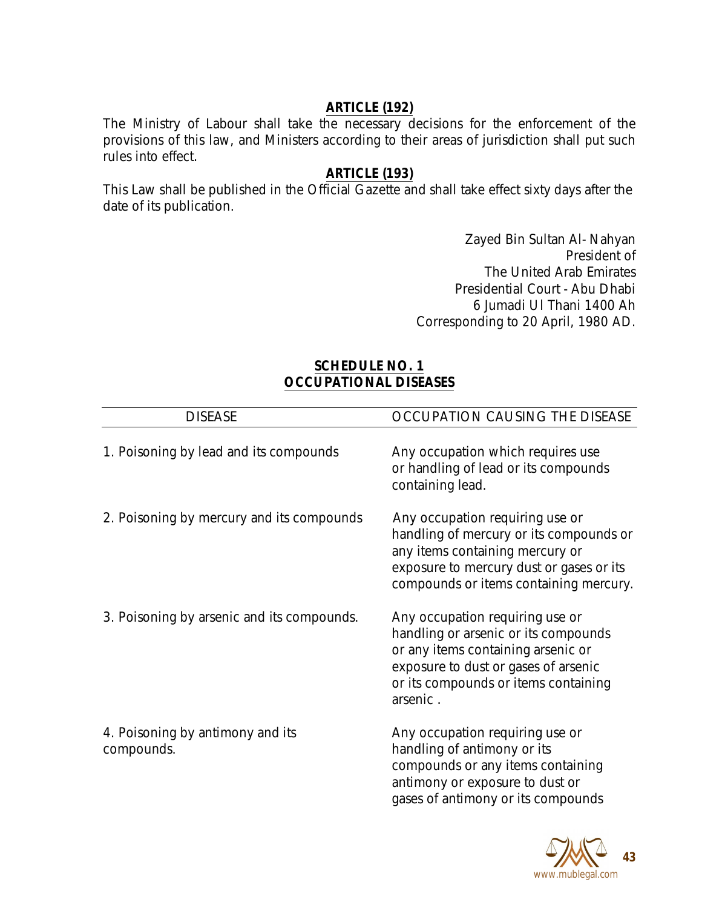## ARTICLE (192)

The Ministry of Labour shall take the necessary decisions for the enforcement of the provisions of this law, and Ministers according to their areas of jurisdiction shall put such rules into effect.

## ARTICLE (193)

This Law shall be published in the Official Gazette and shall take effect sixty days after the date of its publication.

Zayed Bin Sultan Al- Nahyan
President of
The United Arab Emirates
Presidential Court - Abu Dhabi
6 Jumadi Ul Thani 1400 Ah
Corresponding to 20 April, 1980 AD.

## SCHEDULE NO. 1
## OCCUPATIONAL DISEASES

| DISEASE | OCCUPATION CAUSING THE DISEASE |
|---|---|
| 1. Poisoning by lead and its compounds | Any occupation which requires use or handling of lead or its compounds containing lead. |
| 2. Poisoning by mercury and its compounds | Any occupation requiring use or handling of mercury or its compounds or any items containing mercury or exposure to mercury dust or gases or its compounds or items containing mercury. |
| 3. Poisoning by arsenic and its compounds. | Any occupation requiring use or handling or arsenic or its compounds or any items containing arsenic or exposure to dust or gases of arsenic or its compounds or items containing arsenic . |
| 4. Poisoning by antimony and its compounds. | Any occupation requiring use or handling of antimony or its compounds or any items containing antimony or exposure to dust or gases of antimony or its compounds |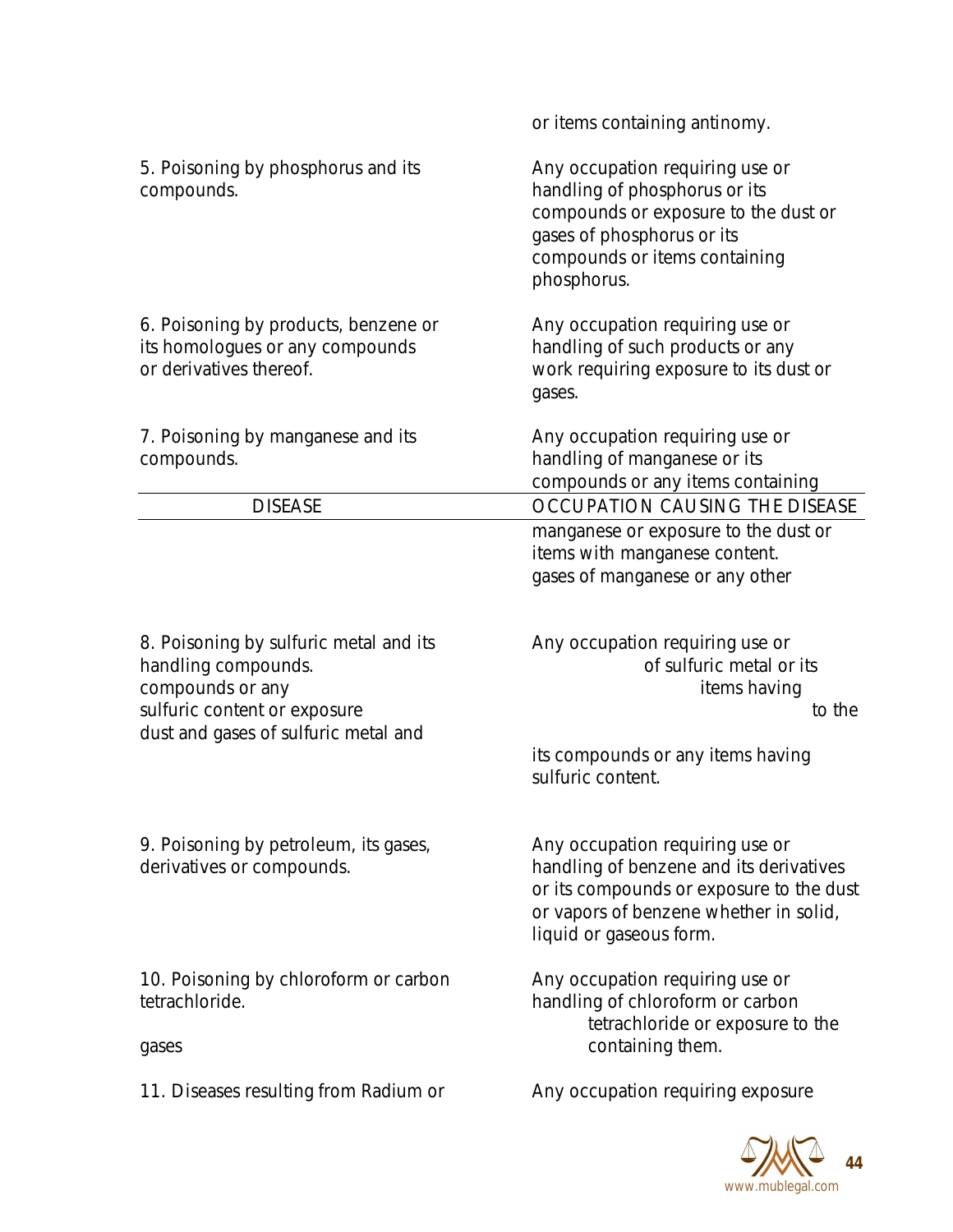| DISEASE | OCCUPATION CAUSING THE DISEASE |
|---|---|
| | or items containing antinomy. |
| 5. Poisoning by phosphorus and its compounds. | Any occupation requiring use or handling of phosphorus or its compounds or exposure to the dust or gases of phosphorus or its compounds or items containing phosphorus. |
| 6. Poisoning by products, benzene or its homologues or any compounds or derivatives thereof. | Any occupation requiring use or handling of such products or any work requiring exposure to its dust or gases. |
| 7. Poisoning by manganese and its compounds. | Any occupation requiring use or handling of manganese or its compounds or any items containing manganese or exposure to the dust or items with manganese content. gases of manganese or any other |
| 8. Poisoning by sulfuric metal and its handling compounds. compounds or any sulfuric content or exposure dust and gases of sulfuric metal and | Any occupation requiring use or of sulfuric metal or its items having to the its compounds or any items having sulfuric content. |
| 9. Poisoning by petroleum, its gases, derivatives or compounds. | Any occupation requiring use or handling of benzene and its derivatives or its compounds or exposure to the dust or vapors of benzene whether in solid, liquid or gaseous form. |
| 10. Poisoning by chloroform or carbon tetrachloride. gases | Any occupation requiring use or handling of chloroform or carbon tetrachloride or exposure to the containing them. |
| 11. Diseases resulting from Radium or | Any occupation requiring exposure |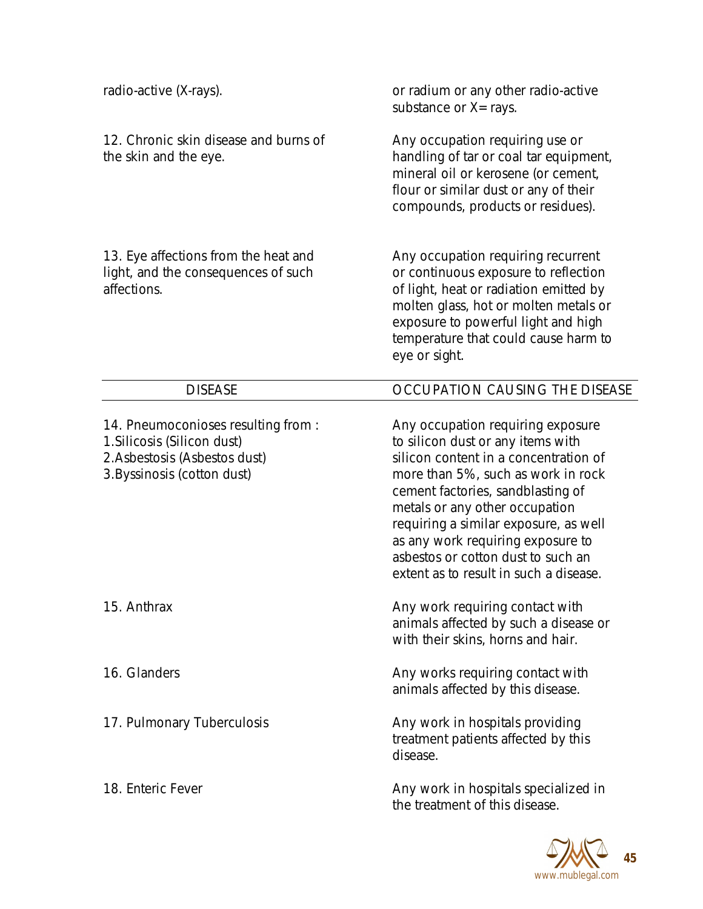| | |
|---|---|
| radio-active (X-rays). | or radium or any other radio-active substance or X= rays. |
| 12. Chronic skin disease and burns of the skin and the eye. | Any occupation requiring use or handling of tar or coal tar equipment, mineral oil or kerosene (or cement, flour or similar dust or any of their compounds, products or residues). |
| 13. Eye affections from the heat and light, and the consequences of such affections. | Any occupation requiring recurrent or continuous exposure to reflection of light, heat or radiation emitted by molten glass, hot or molten metals or exposure to powerful light and high temperature that could cause harm to eye or sight. |

| DISEASE | OCCUPATION CAUSING THE DISEASE |
|---|---|
| 14. Pneumoconioses resulting from :<br>1.Silicosis (Silicon dust)<br>2.Asbestosis (Asbestos dust)<br>3.Byssinosis (cotton dust) | Any occupation requiring exposure to silicon dust or any items with silicon content in a concentration of more than 5%, such as work in rock cement factories, sandblasting of metals or any other occupation requiring a similar exposure, as well as any work requiring exposure to asbestos or cotton dust to such an extent as to result in such a disease. |
| 15. Anthrax | Any work requiring contact with animals affected by such a disease or with their skins, horns and hair. |
| 16. Glanders | Any works requiring contact with animals affected by this disease. |
| 17. Pulmonary Tuberculosis | Any work in hospitals providing treatment patients affected by this disease. |
| 18. Enteric Fever | Any work in hospitals specialized in the treatment of this disease. |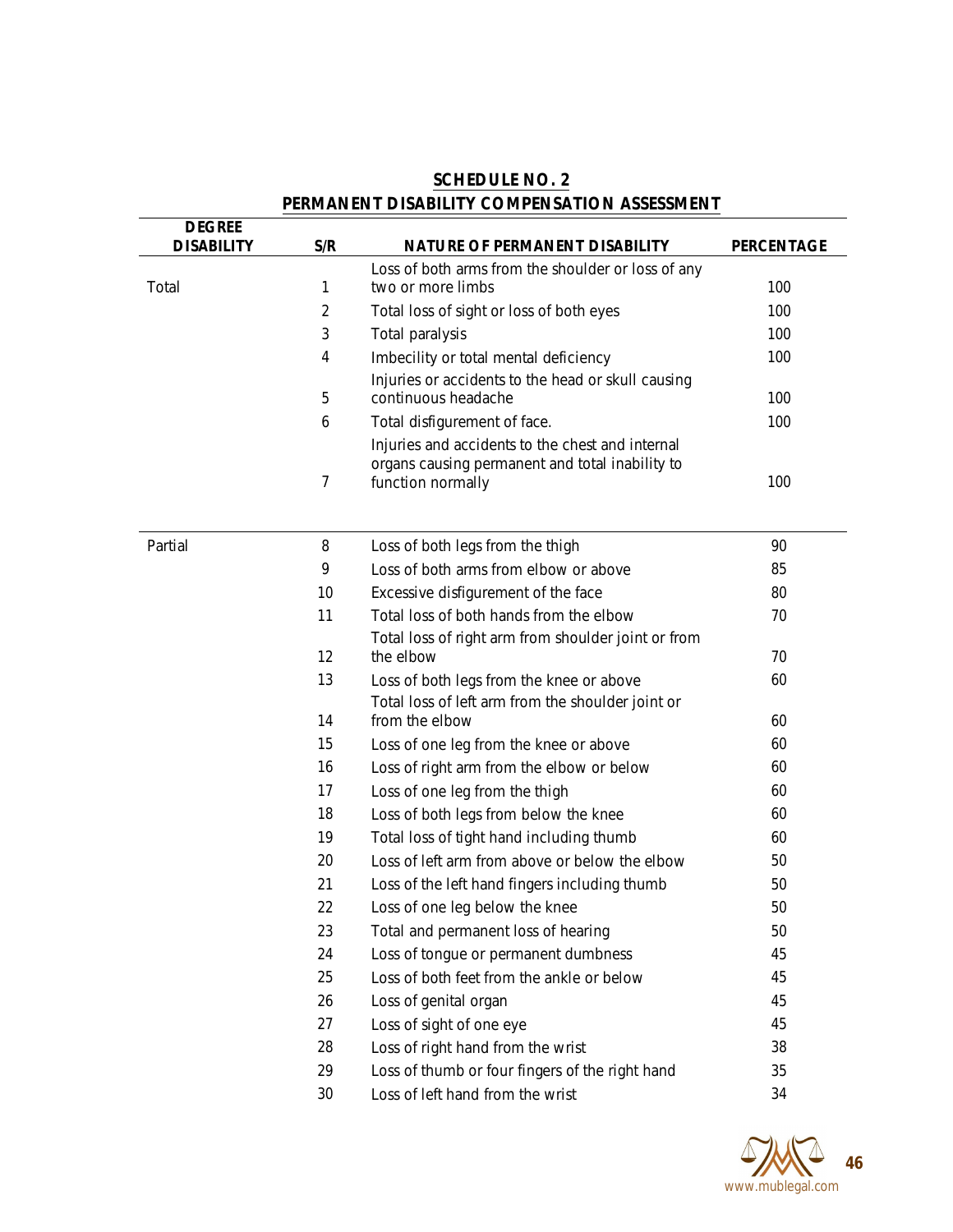## SCHEDULE NO. 2

## PERMANENT DISABILITY COMPENSATION ASSESSMENT

| DEGREE DISABILITY | S/R | NATURE OF PERMANENT DISABILITY | PERCENTAGE |
|---|---|---|---|
| Total | 1 | Loss of both arms from the shoulder or loss of any two or more limbs | 100 |
| | 2 | Total loss of sight or loss of both eyes | 100 |
| | 3 | Total paralysis | 100 |
| | 4 | Imbecility or total mental deficiency | 100 |
| | 5 | Injuries or accidents to the head or skull causing continuous headache | 100 |
| | 6 | Total disfigurement of face. | 100 |
| | 7 | Injuries and accidents to the chest and internal organs causing permanent and total inability to function normally | 100 |
| Partial | 8 | Loss of both legs from the thigh | 90 |
| | 9 | Loss of both arms from elbow or above | 85 |
| | 10 | Excessive disfigurement of the face | 80 |
| | 11 | Total loss of both hands from the elbow | 70 |
| | 12 | Total loss of right arm from shoulder joint or from the elbow | 70 |
| | 13 | Loss of both legs from the knee or above | 60 |
| | 14 | Total loss of left arm from the shoulder joint or from the elbow | 60 |
| | 15 | Loss of one leg from the knee or above | 60 |
| | 16 | Loss of right arm from the elbow or below | 60 |
| | 17 | Loss of one leg from the thigh | 60 |
| | 18 | Loss of both legs from below the knee | 60 |
| | 19 | Total loss of tight hand including thumb | 60 |
| | 20 | Loss of left arm from above or below the elbow | 50 |
| | 21 | Loss of the left hand fingers including thumb | 50 |
| | 22 | Loss of one leg below the knee | 50 |
| | 23 | Total and permanent loss of hearing | 50 |
| | 24 | Loss of tongue or permanent dumbness | 45 |
| | 25 | Loss of both feet from the ankle or below | 45 |
| | 26 | Loss of genital organ | 45 |
| | 27 | Loss of sight of one eye | 45 |
| | 28 | Loss of right hand from the wrist | 38 |
| | 29 | Loss of thumb or four fingers of the right hand | 35 |
| | 30 | Loss of left hand from the wrist | 34 |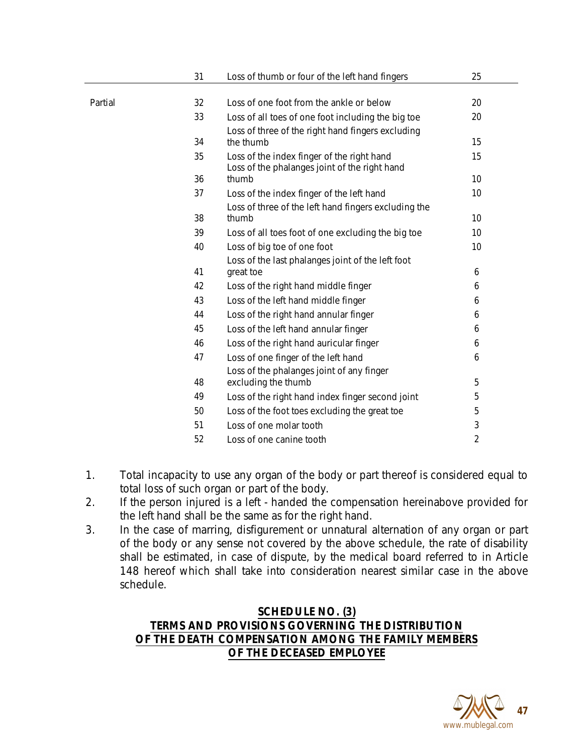| | | | |
|---|---|---|---|
| | 31 | Loss of thumb or four of the left hand fingers | 25 |
| Partial | 32 | Loss of one foot from the ankle or below | 20 |
| | 33 | Loss of all toes of one foot including the big toe | 20 |
| | 34 | Loss of three of the right hand fingers excluding the thumb | 15 |
| | 35 | Loss of the index finger of the right hand | 15 |
| | 36 | Loss of the phalanges joint of the right hand thumb | 10 |
| | 37 | Loss of the index finger of the left hand | 10 |
| | 38 | Loss of three of the left hand fingers excluding the thumb | 10 |
| | 39 | Loss of all toes foot of one excluding the big toe | 10 |
| | 40 | Loss of big toe of one foot | 10 |
| | 41 | Loss of the last phalanges joint of the left foot great toe | 6 |
| | 42 | Loss of the right hand middle finger | 6 |
| | 43 | Loss of the left hand middle finger | 6 |
| | 44 | Loss of the right hand annular finger | 6 |
| | 45 | Loss of the left hand annular finger | 6 |
| | 46 | Loss of the right hand auricular finger | 6 |
| | 47 | Loss of one finger of the left hand | 6 |
| | 48 | Loss of the phalanges joint of any finger excluding the thumb | 5 |
| | 49 | Loss of the right hand index finger second joint | 5 |
| | 50 | Loss of the foot toes excluding the great toe | 5 |
| | 51 | Loss of one molar tooth | 3 |
| | 52 | Loss of one canine tooth | 2 |

1. Total incapacity to use any organ of the body or part thereof is considered equal to total loss of such organ or part of the body.
2. If the person injured is a left - handed the compensation hereinabove provided for the left hand shall be the same as for the right hand.
3. In the case of marring, disfigurement or unnatural alternation of any organ or part of the body or any sense not covered by the above schedule, the rate of disability shall be estimated, in case of dispute, by the medical board referred to in Article 148 hereof which shall take into consideration nearest similar case in the above schedule.

## SCHEDULE NO. (3)
## TERMS AND PROVISIONS GOVERNING THE DISTRIBUTION OF THE DEATH COMPENSATION AMONG THE FAMILY MEMBERS OF THE DECEASED EMPLOYEE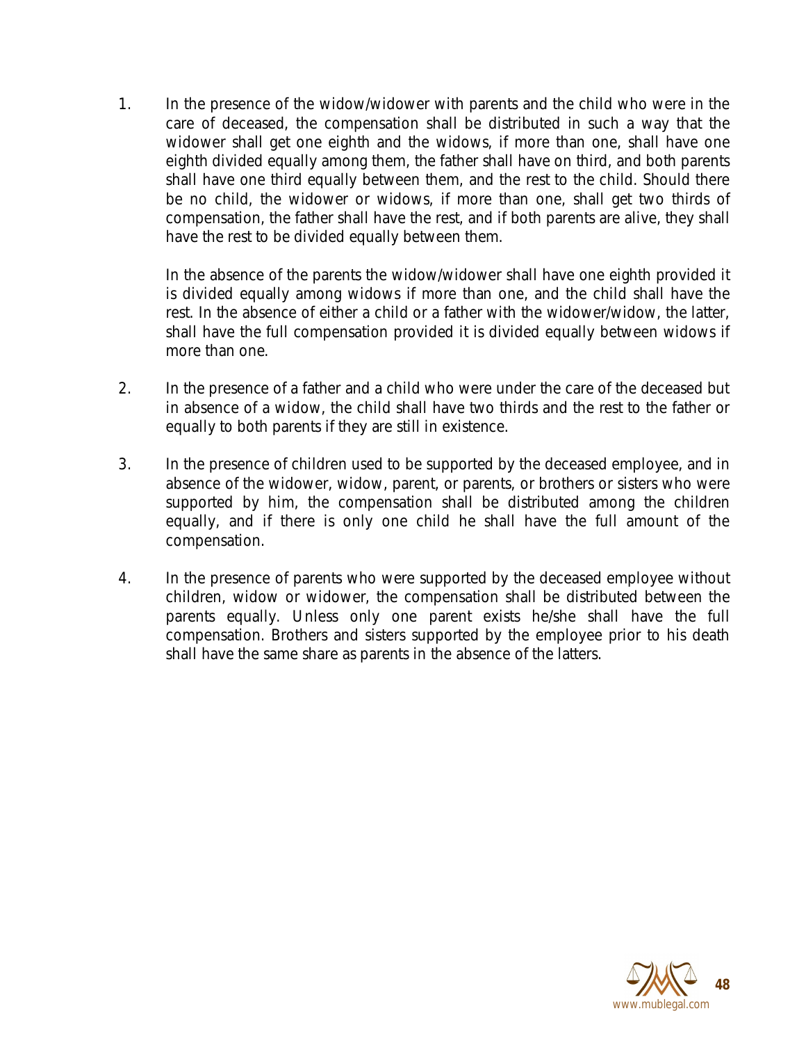1. In the presence of the widow/widower with parents and the child who were in the care of deceased, the compensation shall be distributed in such a way that the widower shall get one eighth and the widows, if more than one, shall have one eighth divided equally among them, the father shall have on third, and both parents shall have one third equally between them, and the rest to the child. Should there be no child, the widower or widows, if more than one, shall get two thirds of compensation, the father shall have the rest, and if both parents are alive, they shall have the rest to be divided equally between them.

   In the absence of the parents the widow/widower shall have one eighth provided it is divided equally among widows if more than one, and the child shall have the rest. In the absence of either a child or a father with the widower/widow, the latter, shall have the full compensation provided it is divided equally between widows if more than one.

2. In the presence of a father and a child who were under the care of the deceased but in absence of a widow, the child shall have two thirds and the rest to the father or equally to both parents if they are still in existence.

3. In the presence of children used to be supported by the deceased employee, and in absence of the widower, widow, parent, or parents, or brothers or sisters who were supported by him, the compensation shall be distributed among the children equally, and if there is only one child he shall have the full amount of the compensation.

4. In the presence of parents who were supported by the deceased employee without children, widow or widower, the compensation shall be distributed between the parents equally. Unless only one parent exists he/she shall have the full compensation. Brothers and sisters supported by the employee prior to his death shall have the same share as parents in the absence of the latters.